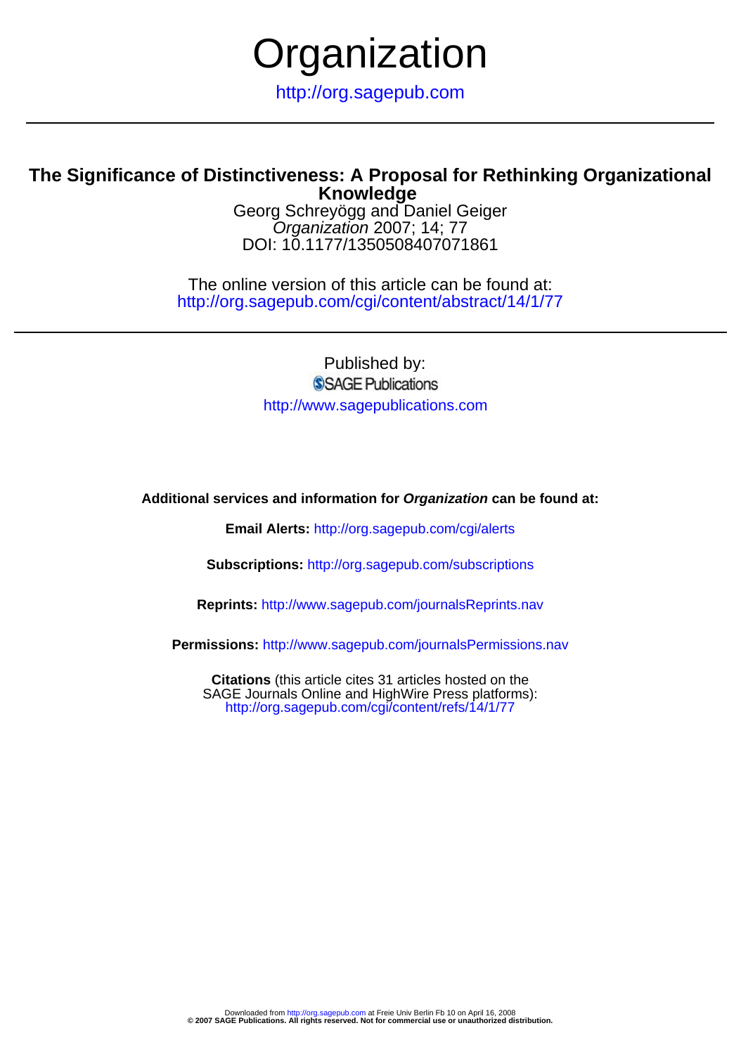# Organization

http://org.sagepub.com

## The Significance of Distinctiveness: A Proposal for Rethinking Organizational Knowledge

Georg Schreyögg and Daniel Geiger
*Organization* 2007; 14; 77
DOI: 10.1177/1350508407071861

The online version of this article can be found at:
http://org.sagepub.com/cgi/content/abstract/14/1/77

Published by:
SAGE Publications
http://www.sagepublications.com

**Additional services and information for *Organization* can be found at:**

**Email Alerts:** http://org.sagepub.com/cgi/alerts

**Subscriptions:** http://org.sagepub.com/subscriptions

**Reprints:** http://www.sagepub.com/journalsReprints.nav

**Permissions:** http://www.sagepub.com/journalsPermissions.nav

**Citations** (this article cites 31 articles hosted on the SAGE Journals Online and HighWire Press platforms):
http://org.sagepub.com/cgi/content/refs/14/1/77

Downloaded from http://org.sagepub.com at Freie Univ Berlin Fb 10 on April 16, 2008
**© 2007 SAGE Publications. All rights reserved. Not for commercial use or unauthorized distribution.**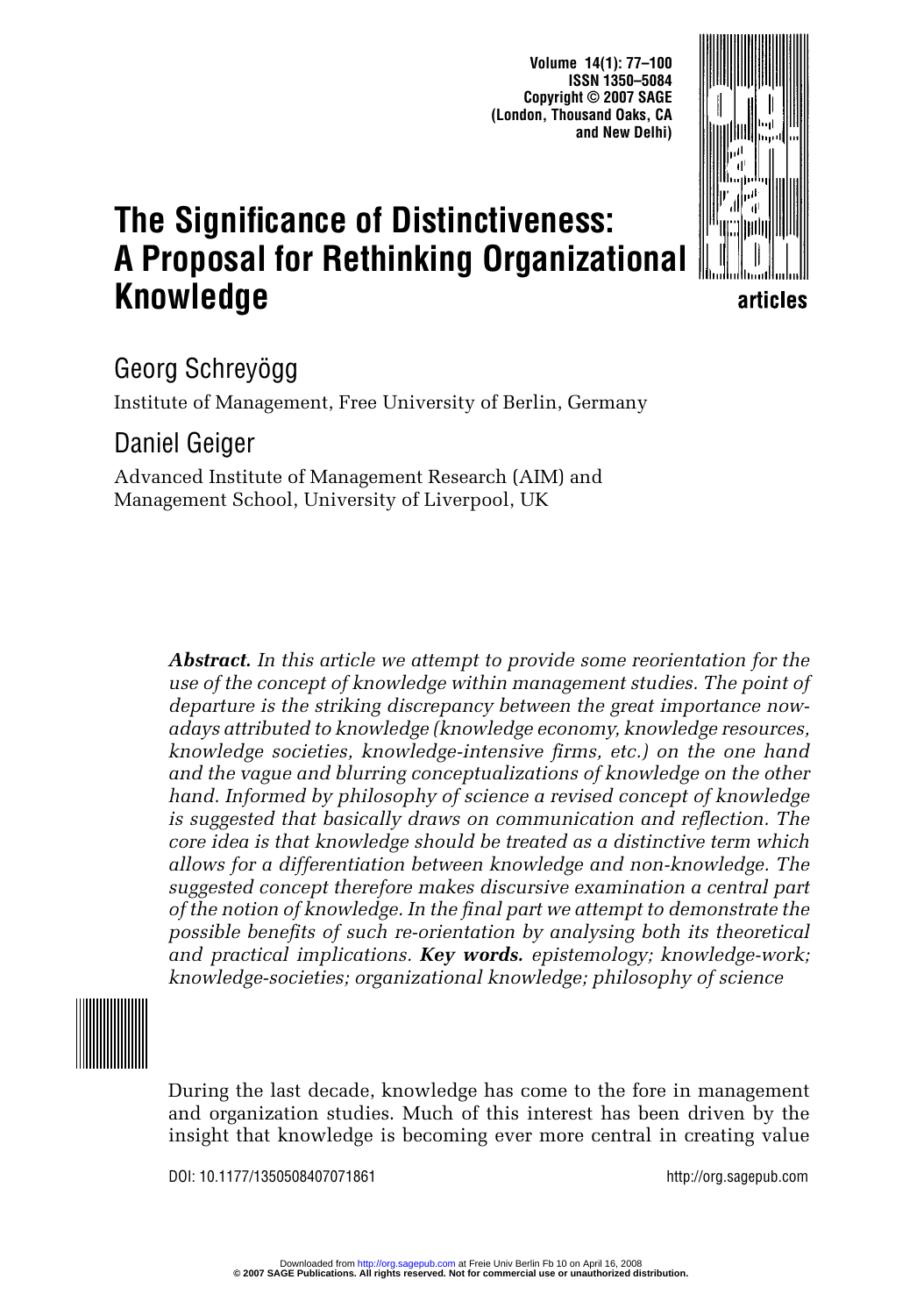# The Significance of Distinctiveness: A Proposal for Rethinking Organizational Knowledge

## Georg Schreyögg

Institute of Management, Free University of Berlin, Germany

## Daniel Geiger

Advanced Institute of Management Research (AIM) and Management School, University of Liverpool, UK

***Abstract.*** *In this article we attempt to provide some reorientation for the use of the concept of knowledge within management studies. The point of departure is the striking discrepancy between the great importance nowadays attributed to knowledge (knowledge economy, knowledge resources, knowledge societies, knowledge-intensive firms, etc.) on the one hand and the vague and blurring conceptualizations of knowledge on the other hand. Informed by philosophy of science a revised concept of knowledge is suggested that basically draws on communication and reflection. The core idea is that knowledge should be treated as a distinctive term which allows for a differentiation between knowledge and non-knowledge. The suggested concept therefore makes discursive examination a central part of the notion of knowledge. In the final part we attempt to demonstrate the possible benefits of such re-orientation by analysing both its theoretical and practical implications.* ***Key words.*** *epistemology; knowledge-work; knowledge-societies; organizational knowledge; philosophy of science*

During the last decade, knowledge has come to the fore in management and organization studies. Much of this interest has been driven by the insight that knowledge is becoming ever more central in creating value

DOI: 10.1177/1350508407071861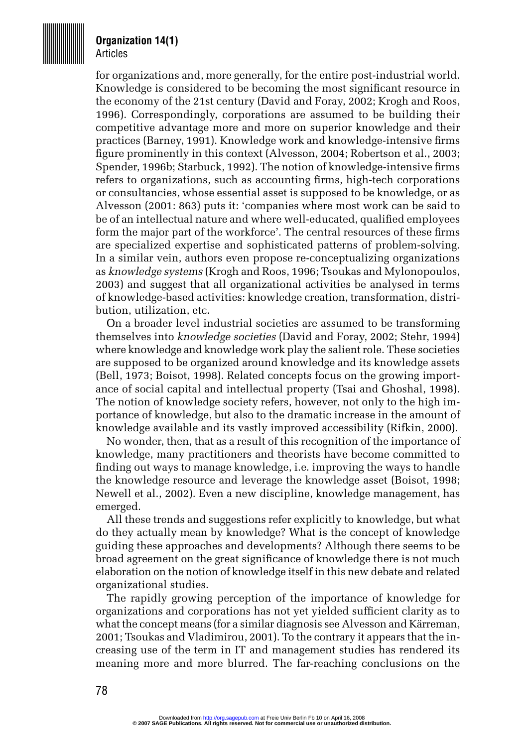for organizations and, more generally, for the entire post-industrial world. Knowledge is considered to be becoming the most significant resource in the economy of the 21st century (David and Foray, 2002; Krogh and Roos, 1996). Correspondingly, corporations are assumed to be building their competitive advantage more and more on superior knowledge and their practices (Barney, 1991). Knowledge work and knowledge-intensive firms figure prominently in this context (Alvesson, 2004; Robertson et al., 2003; Spender, 1996b; Starbuck, 1992). The notion of knowledge-intensive firms refers to organizations, such as accounting firms, high-tech corporations or consultancies, whose essential asset is supposed to be knowledge, or as Alvesson (2001: 863) puts it: 'companies where most work can be said to be of an intellectual nature and where well-educated, qualified employees form the major part of the workforce'. The central resources of these firms are specialized expertise and sophisticated patterns of problem-solving. In a similar vein, authors even propose re-conceptualizing organizations as *knowledge systems* (Krogh and Roos, 1996; Tsoukas and Mylonopoulos, 2003) and suggest that all organizational activities be analysed in terms of knowledge-based activities: knowledge creation, transformation, distribution, utilization, etc.

On a broader level industrial societies are assumed to be transforming themselves into *knowledge societies* (David and Foray, 2002; Stehr, 1994) where knowledge and knowledge work play the salient role. These societies are supposed to be organized around knowledge and its knowledge assets (Bell, 1973; Boisot, 1998). Related concepts focus on the growing importance of social capital and intellectual property (Tsai and Ghoshal, 1998). The notion of knowledge society refers, however, not only to the high importance of knowledge, but also to the dramatic increase in the amount of knowledge available and its vastly improved accessibility (Rifkin, 2000).

No wonder, then, that as a result of this recognition of the importance of knowledge, many practitioners and theorists have become committed to finding out ways to manage knowledge, i.e. improving the ways to handle the knowledge resource and leverage the knowledge asset (Boisot, 1998; Newell et al., 2002). Even a new discipline, knowledge management, has emerged.

All these trends and suggestions refer explicitly to knowledge, but what do they actually mean by knowledge? What is the concept of knowledge guiding these approaches and developments? Although there seems to be broad agreement on the great significance of knowledge there is not much elaboration on the notion of knowledge itself in this new debate and related organizational studies.

The rapidly growing perception of the importance of knowledge for organizations and corporations has not yet yielded sufficient clarity as to what the concept means (for a similar diagnosis see Alvesson and Kärreman, 2001; Tsoukas and Vladimirou, 2001). To the contrary it appears that the increasing use of the term in IT and management studies has rendered its meaning more and more blurred. The far-reaching conclusions on the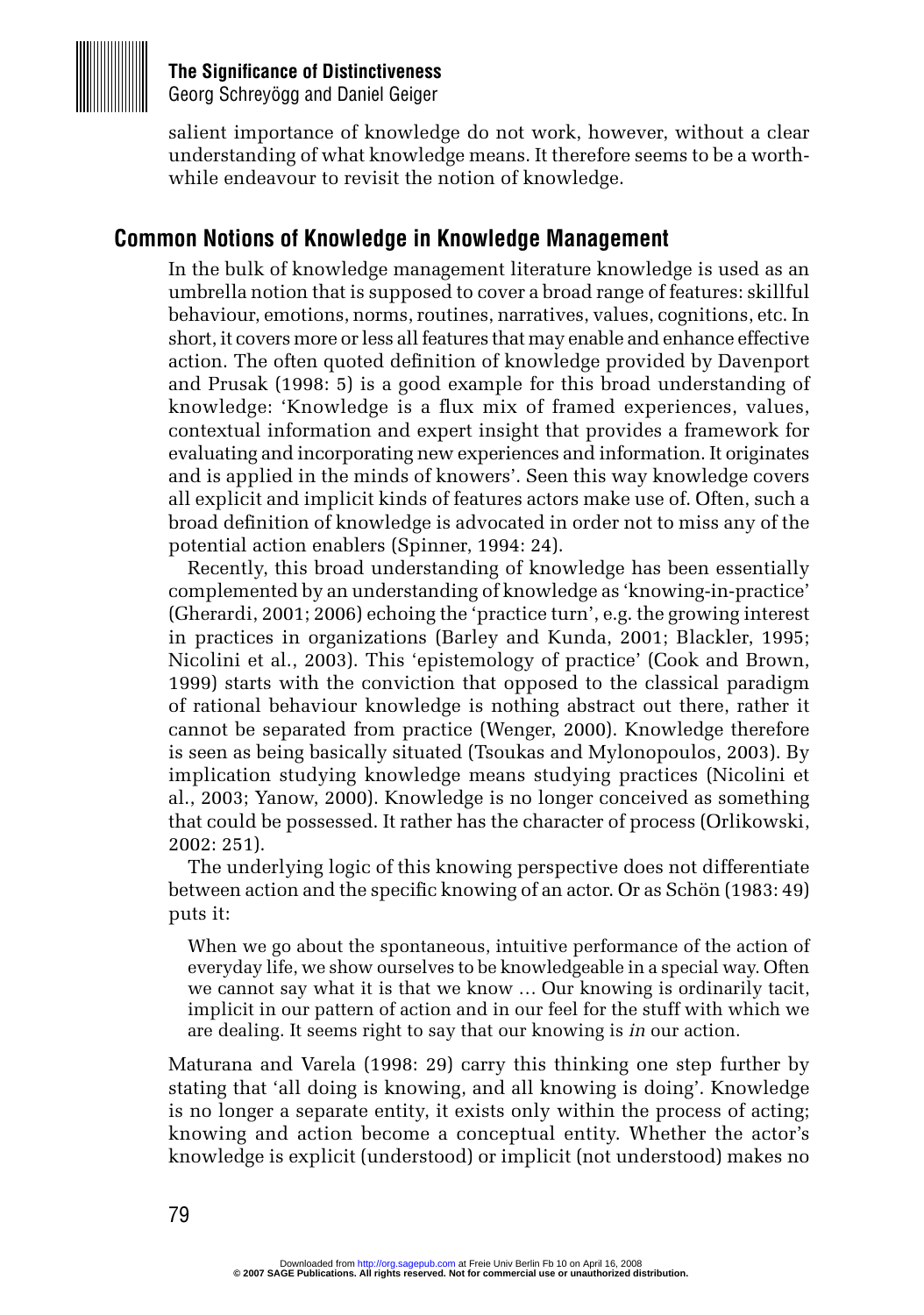salient importance of knowledge do not work, however, without a clear understanding of what knowledge means. It therefore seems to be a worthwhile endeavour to revisit the notion of knowledge.

## Common Notions of Knowledge in Knowledge Management

In the bulk of knowledge management literature knowledge is used as an umbrella notion that is supposed to cover a broad range of features: skillful behaviour, emotions, norms, routines, narratives, values, cognitions, etc. In short, it covers more or less all features that may enable and enhance effective action. The often quoted definition of knowledge provided by Davenport and Prusak (1998: 5) is a good example for this broad understanding of knowledge: 'Knowledge is a flux mix of framed experiences, values, contextual information and expert insight that provides a framework for evaluating and incorporating new experiences and information. It originates and is applied in the minds of knowers'. Seen this way knowledge covers all explicit and implicit kinds of features actors make use of. Often, such a broad definition of knowledge is advocated in order not to miss any of the potential action enablers (Spinner, 1994: 24).

Recently, this broad understanding of knowledge has been essentially complemented by an understanding of knowledge as 'knowing-in-practice' (Gherardi, 2001; 2006) echoing the 'practice turn', e.g. the growing interest in practices in organizations (Barley and Kunda, 2001; Blackler, 1995; Nicolini et al., 2003). This 'epistemology of practice' (Cook and Brown, 1999) starts with the conviction that opposed to the classical paradigm of rational behaviour knowledge is nothing abstract out there, rather it cannot be separated from practice (Wenger, 2000). Knowledge therefore is seen as being basically situated (Tsoukas and Mylonopoulos, 2003). By implication studying knowledge means studying practices (Nicolini et al., 2003; Yanow, 2000). Knowledge is no longer conceived as something that could be possessed. It rather has the character of process (Orlikowski, 2002: 251).

The underlying logic of this knowing perspective does not differentiate between action and the specific knowing of an actor. Or as Schön (1983: 49) puts it:

> When we go about the spontaneous, intuitive performance of the action of everyday life, we show ourselves to be knowledgeable in a special way. Often we cannot say what it is that we know … Our knowing is ordinarily tacit, implicit in our pattern of action and in our feel for the stuff with which we are dealing. It seems right to say that our knowing is *in* our action.

Maturana and Varela (1998: 29) carry this thinking one step further by stating that 'all doing is knowing, and all knowing is doing'. Knowledge is no longer a separate entity, it exists only within the process of acting; knowing and action become a conceptual entity. Whether the actor's knowledge is explicit (understood) or implicit (not understood) makes no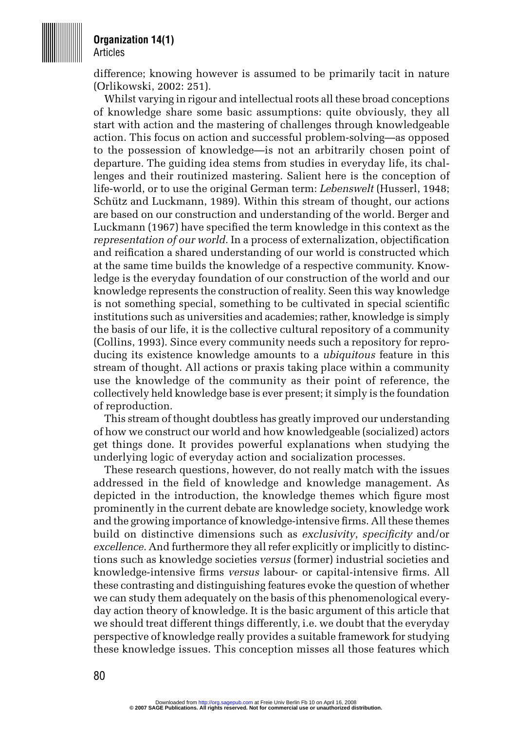difference; knowing however is assumed to be primarily tacit in nature (Orlikowski, 2002: 251).

Whilst varying in rigour and intellectual roots all these broad conceptions of knowledge share some basic assumptions: quite obviously, they all start with action and the mastering of challenges through knowledgeable action. This focus on action and successful problem-solving—as opposed to the possession of knowledge—is not an arbitrarily chosen point of departure. The guiding idea stems from studies in everyday life, its challenges and their routinized mastering. Salient here is the conception of life-world, or to use the original German term: *Lebenswelt* (Husserl, 1948; Schütz and Luckmann, 1989). Within this stream of thought, our actions are based on our construction and understanding of the world. Berger and Luckmann (1967) have specified the term knowledge in this context as the *representation of our world*. In a process of externalization, objectification and reification a shared understanding of our world is constructed which at the same time builds the knowledge of a respective community. Knowledge is the everyday foundation of our construction of the world and our knowledge represents the construction of reality. Seen this way knowledge is not something special, something to be cultivated in special scientific institutions such as universities and academies; rather, knowledge is simply the basis of our life, it is the collective cultural repository of a community (Collins, 1993). Since every community needs such a repository for reproducing its existence knowledge amounts to a *ubiquitous* feature in this stream of thought. All actions or praxis taking place within a community use the knowledge of the community as their point of reference, the collectively held knowledge base is ever present; it simply is the foundation of reproduction.

This stream of thought doubtless has greatly improved our understanding of how we construct our world and how knowledgeable (socialized) actors get things done. It provides powerful explanations when studying the underlying logic of everyday action and socialization processes.

These research questions, however, do not really match with the issues addressed in the field of knowledge and knowledge management. As depicted in the introduction, the knowledge themes which figure most prominently in the current debate are knowledge society, knowledge work and the growing importance of knowledge-intensive firms. All these themes build on distinctive dimensions such as *exclusivity*, *specificity* and/or *excellence*. And furthermore they all refer explicitly or implicitly to distinctions such as knowledge societies *versus* (former) industrial societies and knowledge-intensive firms *versus* labour- or capital-intensive firms. All these contrasting and distinguishing features evoke the question of whether we can study them adequately on the basis of this phenomenological everyday action theory of knowledge. It is the basic argument of this article that we should treat different things differently, i.e. we doubt that the everyday perspective of knowledge really provides a suitable framework for studying these knowledge issues. This conception misses all those features which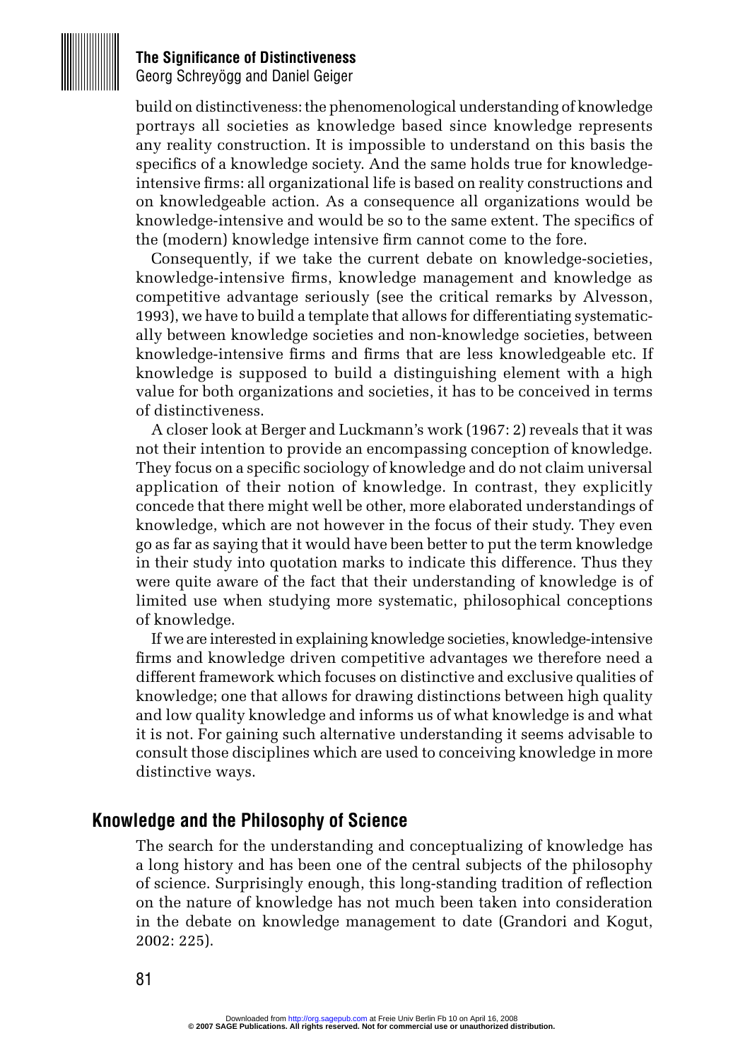build on distinctiveness: the phenomenological understanding of knowledge portrays all societies as knowledge based since knowledge represents any reality construction. It is impossible to understand on this basis the specifics of a knowledge society. And the same holds true for knowledge-intensive firms: all organizational life is based on reality constructions and on knowledgeable action. As a consequence all organizations would be knowledge-intensive and would be so to the same extent. The specifics of the (modern) knowledge intensive firm cannot come to the fore.

Consequently, if we take the current debate on knowledge-societies, knowledge-intensive firms, knowledge management and knowledge as competitive advantage seriously (see the critical remarks by Alvesson, 1993), we have to build a template that allows for differentiating systematically between knowledge societies and non-knowledge societies, between knowledge-intensive firms and firms that are less knowledgeable etc. If knowledge is supposed to build a distinguishing element with a high value for both organizations and societies, it has to be conceived in terms of distinctiveness.

A closer look at Berger and Luckmann's work (1967: 2) reveals that it was not their intention to provide an encompassing conception of knowledge. They focus on a specific sociology of knowledge and do not claim universal application of their notion of knowledge. In contrast, they explicitly concede that there might well be other, more elaborated understandings of knowledge, which are not however in the focus of their study. They even go as far as saying that it would have been better to put the term knowledge in their study into quotation marks to indicate this difference. Thus they were quite aware of the fact that their understanding of knowledge is of limited use when studying more systematic, philosophical conceptions of knowledge.

If we are interested in explaining knowledge societies, knowledge-intensive firms and knowledge driven competitive advantages we therefore need a different framework which focuses on distinctive and exclusive qualities of knowledge; one that allows for drawing distinctions between high quality and low quality knowledge and informs us of what knowledge is and what it is not. For gaining such alternative understanding it seems advisable to consult those disciplines which are used to conceiving knowledge in more distinctive ways.

## Knowledge and the Philosophy of Science

The search for the understanding and conceptualizing of knowledge has a long history and has been one of the central subjects of the philosophy of science. Surprisingly enough, this long-standing tradition of reflection on the nature of knowledge has not much been taken into consideration in the debate on knowledge management to date (Grandori and Kogut, 2002: 225).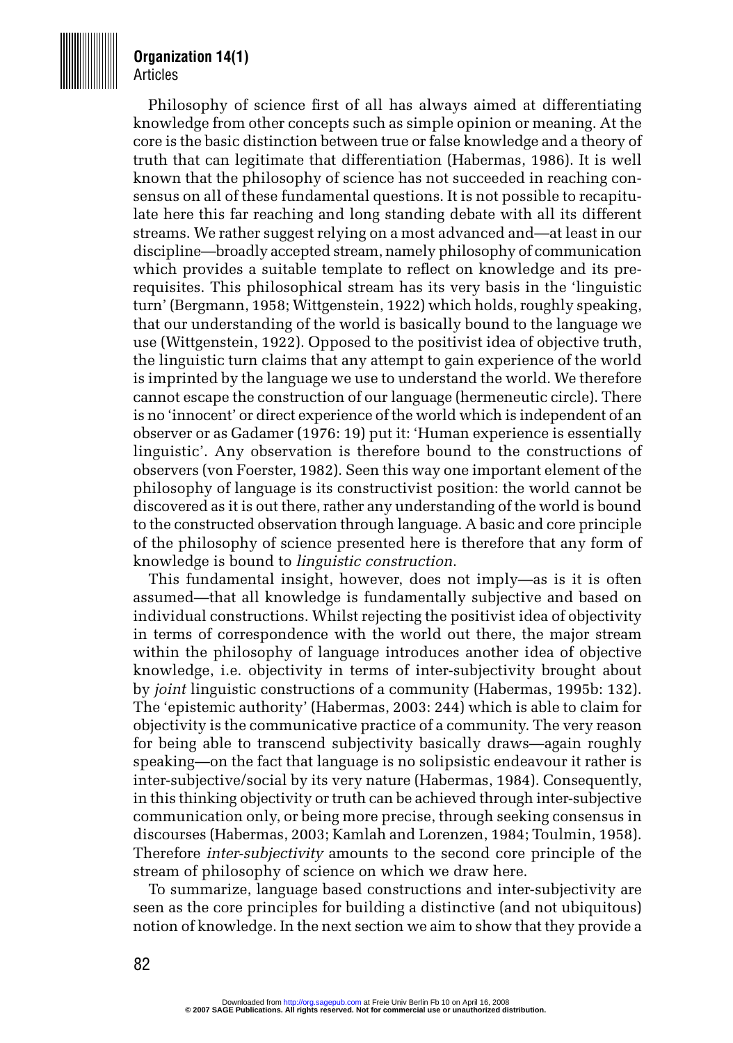Philosophy of science first of all has always aimed at differentiating knowledge from other concepts such as simple opinion or meaning. At the core is the basic distinction between true or false knowledge and a theory of truth that can legitimate that differentiation (Habermas, 1986). It is well known that the philosophy of science has not succeeded in reaching consensus on all of these fundamental questions. It is not possible to recapitulate here this far reaching and long standing debate with all its different streams. We rather suggest relying on a most advanced and—at least in our discipline—broadly accepted stream, namely philosophy of communication which provides a suitable template to reflect on knowledge and its prerequisites. This philosophical stream has its very basis in the 'linguistic turn' (Bergmann, 1958; Wittgenstein, 1922) which holds, roughly speaking, that our understanding of the world is basically bound to the language we use (Wittgenstein, 1922). Opposed to the positivist idea of objective truth, the linguistic turn claims that any attempt to gain experience of the world is imprinted by the language we use to understand the world. We therefore cannot escape the construction of our language (hermeneutic circle). There is no 'innocent' or direct experience of the world which is independent of an observer or as Gadamer (1976: 19) put it: 'Human experience is essentially linguistic'. Any observation is therefore bound to the constructions of observers (von Foerster, 1982). Seen this way one important element of the philosophy of language is its constructivist position: the world cannot be discovered as it is out there, rather any understanding of the world is bound to the constructed observation through language. A basic and core principle of the philosophy of science presented here is therefore that any form of knowledge is bound to *linguistic construction*.

This fundamental insight, however, does not imply—as is it is often assumed—that all knowledge is fundamentally subjective and based on individual constructions. Whilst rejecting the positivist idea of objectivity in terms of correspondence with the world out there, the major stream within the philosophy of language introduces another idea of objective knowledge, i.e. objectivity in terms of inter-subjectivity brought about by *joint* linguistic constructions of a community (Habermas, 1995b: 132). The 'epistemic authority' (Habermas, 2003: 244) which is able to claim for objectivity is the communicative practice of a community. The very reason for being able to transcend subjectivity basically draws—again roughly speaking—on the fact that language is no solipsistic endeavour it rather is inter-subjective/social by its very nature (Habermas, 1984). Consequently, in this thinking objectivity or truth can be achieved through inter-subjective communication only, or being more precise, through seeking consensus in discourses (Habermas, 2003; Kamlah and Lorenzen, 1984; Toulmin, 1958). Therefore *inter-subjectivity* amounts to the second core principle of the stream of philosophy of science on which we draw here.

To summarize, language based constructions and inter-subjectivity are seen as the core principles for building a distinctive (and not ubiquitous) notion of knowledge. In the next section we aim to show that they provide a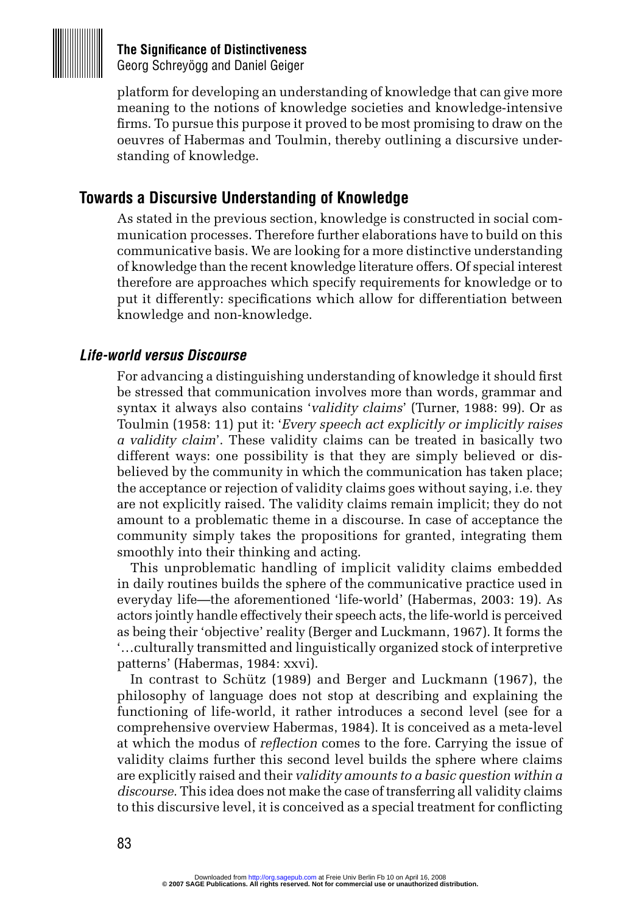platform for developing an understanding of knowledge that can give more meaning to the notions of knowledge societies and knowledge-intensive firms. To pursue this purpose it proved to be most promising to draw on the oeuvres of Habermas and Toulmin, thereby outlining a discursive understanding of knowledge.

## Towards a Discursive Understanding of Knowledge

As stated in the previous section, knowledge is constructed in social communication processes. Therefore further elaborations have to build on this communicative basis. We are looking for a more distinctive understanding of knowledge than the recent knowledge literature offers. Of special interest therefore are approaches which specify requirements for knowledge or to put it differently: specifications which allow for differentiation between knowledge and non-knowledge.

### *Life-world versus Discourse*

For advancing a distinguishing understanding of knowledge it should first be stressed that communication involves more than words, grammar and syntax it always also contains '*validity claims*' (Turner, 1988: 99). Or as Toulmin (1958: 11) put it: '*Every speech act explicitly or implicitly raises a validity claim*'. These validity claims can be treated in basically two different ways: one possibility is that they are simply believed or disbelieved by the community in which the communication has taken place; the acceptance or rejection of validity claims goes without saying, i.e. they are not explicitly raised. The validity claims remain implicit; they do not amount to a problematic theme in a discourse. In case of acceptance the community simply takes the propositions for granted, integrating them smoothly into their thinking and acting.

This unproblematic handling of implicit validity claims embedded in daily routines builds the sphere of the communicative practice used in everyday life—the aforementioned 'life-world' (Habermas, 2003: 19). As actors jointly handle effectively their speech acts, the life-world is perceived as being their 'objective' reality (Berger and Luckmann, 1967). It forms the '…culturally transmitted and linguistically organized stock of interpretive patterns' (Habermas, 1984: xxvi).

In contrast to Schütz (1989) and Berger and Luckmann (1967), the philosophy of language does not stop at describing and explaining the functioning of life-world, it rather introduces a second level (see for a comprehensive overview Habermas, 1984). It is conceived as a meta-level at which the modus of *reflection* comes to the fore. Carrying the issue of validity claims further this second level builds the sphere where claims are explicitly raised and their *validity amounts to a basic question within a discourse.* This idea does not make the case of transferring all validity claims to this discursive level, it is conceived as a special treatment for conflicting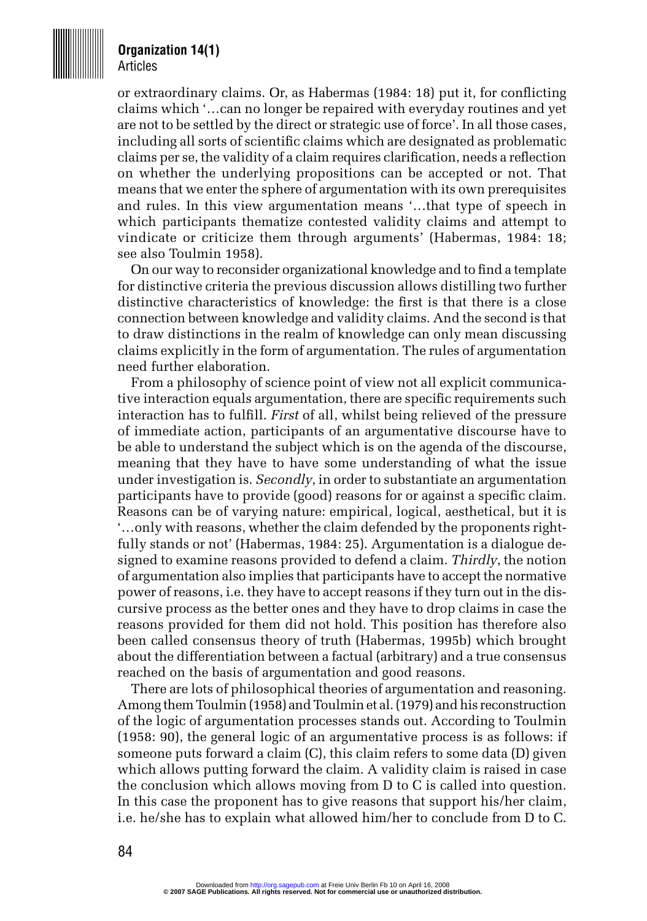or extraordinary claims. Or, as Habermas (1984: 18) put it, for conflicting claims which '…can no longer be repaired with everyday routines and yet are not to be settled by the direct or strategic use of force'. In all those cases, including all sorts of scientific claims which are designated as problematic claims per se, the validity of a claim requires clarification, needs a reflection on whether the underlying propositions can be accepted or not. That means that we enter the sphere of argumentation with its own prerequisites and rules. In this view argumentation means '…that type of speech in which participants thematize contested validity claims and attempt to vindicate or criticize them through arguments' (Habermas, 1984: 18; see also Toulmin 1958).

On our way to reconsider organizational knowledge and to find a template for distinctive criteria the previous discussion allows distilling two further distinctive characteristics of knowledge: the first is that there is a close connection between knowledge and validity claims. And the second is that to draw distinctions in the realm of knowledge can only mean discussing claims explicitly in the form of argumentation. The rules of argumentation need further elaboration.

From a philosophy of science point of view not all explicit communicative interaction equals argumentation, there are specific requirements such interaction has to fulfill. *First* of all, whilst being relieved of the pressure of immediate action, participants of an argumentative discourse have to be able to understand the subject which is on the agenda of the discourse, meaning that they have to have some understanding of what the issue under investigation is. *Secondly*, in order to substantiate an argumentation participants have to provide (good) reasons for or against a specific claim. Reasons can be of varying nature: empirical, logical, aesthetical, but it is '…only with reasons, whether the claim defended by the proponents rightfully stands or not' (Habermas, 1984: 25). Argumentation is a dialogue designed to examine reasons provided to defend a claim. *Thirdly*, the notion of argumentation also implies that participants have to accept the normative power of reasons, i.e. they have to accept reasons if they turn out in the discursive process as the better ones and they have to drop claims in case the reasons provided for them did not hold. This position has therefore also been called consensus theory of truth (Habermas, 1995b) which brought about the differentiation between a factual (arbitrary) and a true consensus reached on the basis of argumentation and good reasons.

There are lots of philosophical theories of argumentation and reasoning. Among them Toulmin (1958) and Toulmin et al. (1979) and his reconstruction of the logic of argumentation processes stands out. According to Toulmin (1958: 90), the general logic of an argumentative process is as follows: if someone puts forward a claim (C), this claim refers to some data (D) given which allows putting forward the claim. A validity claim is raised in case the conclusion which allows moving from D to C is called into question. In this case the proponent has to give reasons that support his/her claim, i.e. he/she has to explain what allowed him/her to conclude from D to C.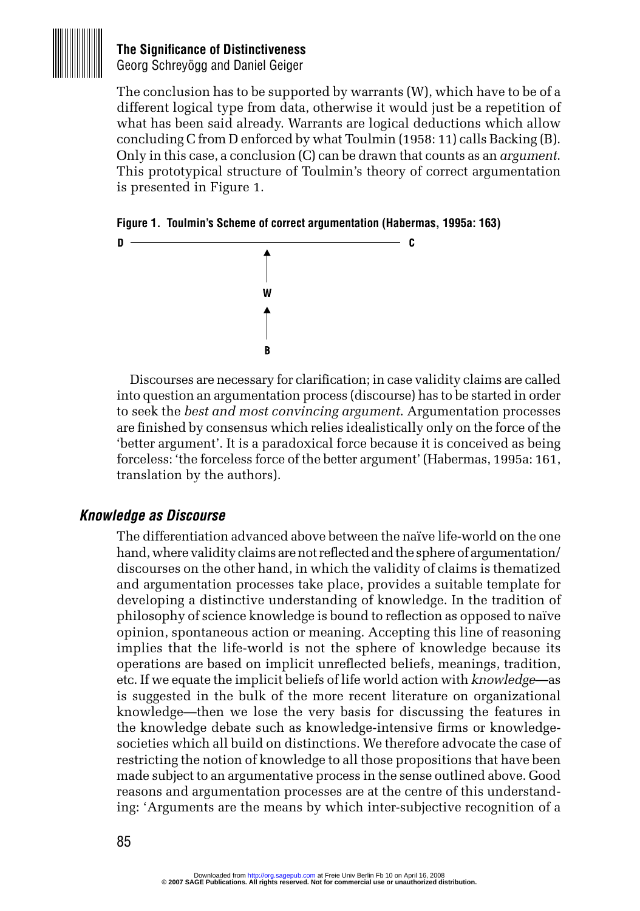The conclusion has to be supported by warrants (W), which have to be of a different logical type from data, otherwise it would just be a repetition of what has been said already. Warrants are logical deductions which allow concluding C from D enforced by what Toulmin (1958: 11) calls Backing (B). Only in this case, a conclusion (C) can be drawn that counts as an *argument*. This prototypical structure of Toulmin's theory of correct argumentation is presented in Figure 1.

**Figure 1. Toulmin's Scheme of correct argumentation (Habermas, 1995a: 163)**

D

C

W

B

Discourses are necessary for clarification; in case validity claims are called into question an argumentation process (discourse) has to be started in order to seek the *best and most convincing argument*. Argumentation processes are finished by consensus which relies idealistically only on the force of the 'better argument'. It is a paradoxical force because it is conceived as being forceless: 'the forceless force of the better argument' (Habermas, 1995a: 161, translation by the authors).

## Knowledge as Discourse

The differentiation advanced above between the naïve life-world on the one hand, where validity claims are not reflected and the sphere of argumentation/discourses on the other hand, in which the validity of claims is thematized and argumentation processes take place, provides a suitable template for developing a distinctive understanding of knowledge. In the tradition of philosophy of science knowledge is bound to reflection as opposed to naïve opinion, spontaneous action or meaning. Accepting this line of reasoning implies that the life-world is not the sphere of knowledge because its operations are based on implicit unreflected beliefs, meanings, tradition, etc. If we equate the implicit beliefs of life world action with *knowledge*—as is suggested in the bulk of the more recent literature on organizational knowledge—then we lose the very basis for discussing the features in the knowledge debate such as knowledge-intensive firms or knowledge-societies which all build on distinctions. We therefore advocate the case of restricting the notion of knowledge to all those propositions that have been made subject to an argumentative process in the sense outlined above. Good reasons and argumentation processes are at the centre of this understanding: 'Arguments are the means by which inter-subjective recognition of a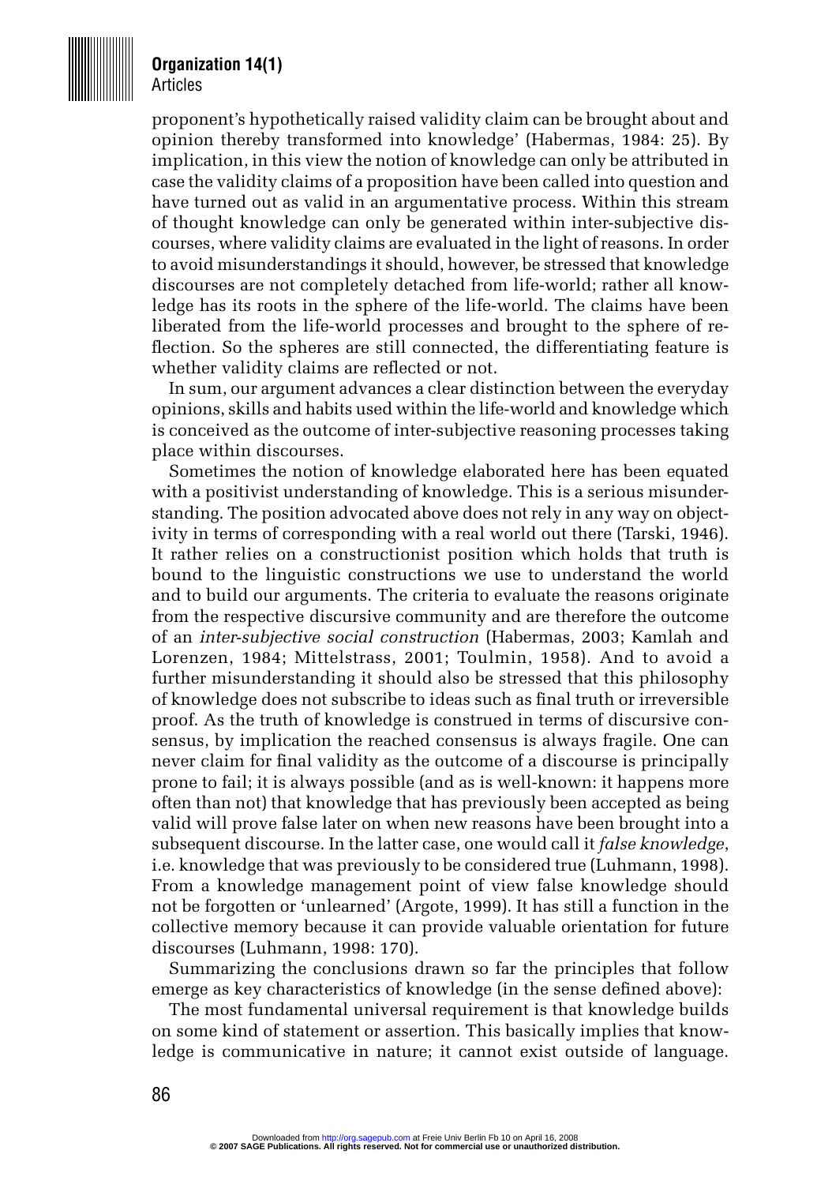proponent's hypothetically raised validity claim can be brought about and opinion thereby transformed into knowledge' (Habermas, 1984: 25). By implication, in this view the notion of knowledge can only be attributed in case the validity claims of a proposition have been called into question and have turned out as valid in an argumentative process. Within this stream of thought knowledge can only be generated within inter-subjective discourses, where validity claims are evaluated in the light of reasons. In order to avoid misunderstandings it should, however, be stressed that knowledge discourses are not completely detached from life-world; rather all knowledge has its roots in the sphere of the life-world. The claims have been liberated from the life-world processes and brought to the sphere of reflection. So the spheres are still connected, the differentiating feature is whether validity claims are reflected or not.

In sum, our argument advances a clear distinction between the everyday opinions, skills and habits used within the life-world and knowledge which is conceived as the outcome of inter-subjective reasoning processes taking place within discourses.

Sometimes the notion of knowledge elaborated here has been equated with a positivist understanding of knowledge. This is a serious misunderstanding. The position advocated above does not rely in any way on objectivity in terms of corresponding with a real world out there (Tarski, 1946). It rather relies on a constructionist position which holds that truth is bound to the linguistic constructions we use to understand the world and to build our arguments. The criteria to evaluate the reasons originate from the respective discursive community and are therefore the outcome of an *inter-subjective social construction* (Habermas, 2003; Kamlah and Lorenzen, 1984; Mittelstrass, 2001; Toulmin, 1958). And to avoid a further misunderstanding it should also be stressed that this philosophy of knowledge does not subscribe to ideas such as final truth or irreversible proof. As the truth of knowledge is construed in terms of discursive consensus, by implication the reached consensus is always fragile. One can never claim for final validity as the outcome of a discourse is principally prone to fail; it is always possible (and as is well-known: it happens more often than not) that knowledge that has previously been accepted as being valid will prove false later on when new reasons have been brought into a subsequent discourse. In the latter case, one would call it *false knowledge*, i.e. knowledge that was previously to be considered true (Luhmann, 1998). From a knowledge management point of view false knowledge should not be forgotten or 'unlearned' (Argote, 1999). It has still a function in the collective memory because it can provide valuable orientation for future discourses (Luhmann, 1998: 170).

Summarizing the conclusions drawn so far the principles that follow emerge as key characteristics of knowledge (in the sense defined above):

The most fundamental universal requirement is that knowledge builds on some kind of statement or assertion. This basically implies that knowledge is communicative in nature; it cannot exist outside of language.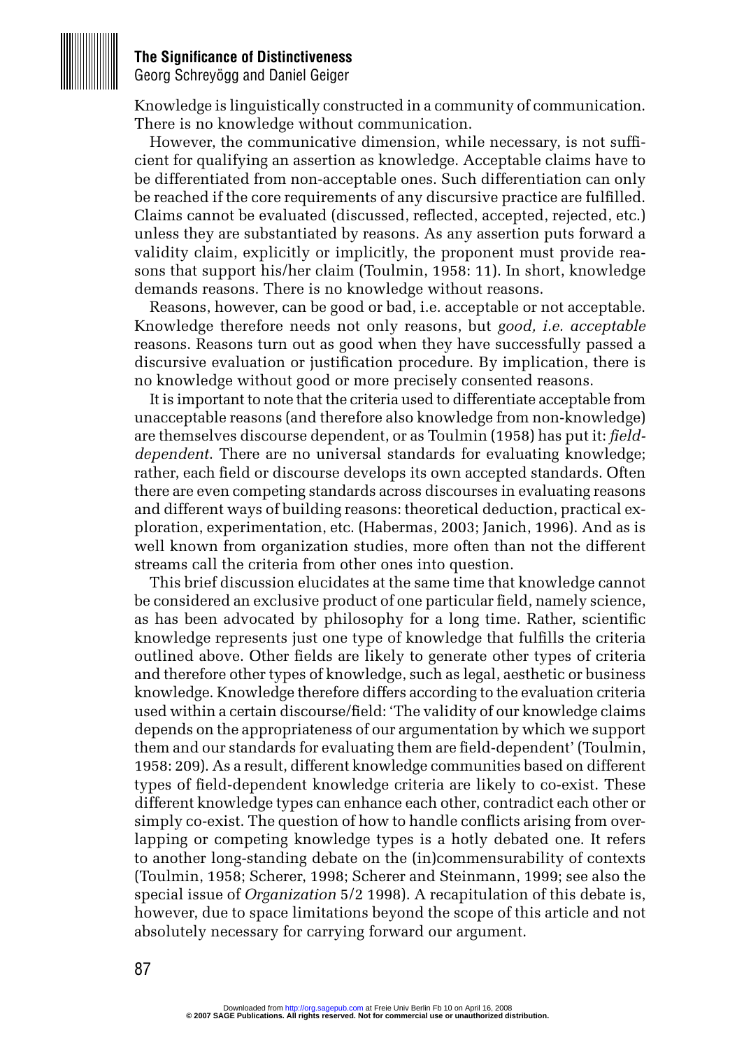Knowledge is linguistically constructed in a community of communication. There is no knowledge without communication.

However, the communicative dimension, while necessary, is not sufficient for qualifying an assertion as knowledge. Acceptable claims have to be differentiated from non-acceptable ones. Such differentiation can only be reached if the core requirements of any discursive practice are fulfilled. Claims cannot be evaluated (discussed, reflected, accepted, rejected, etc.) unless they are substantiated by reasons. As any assertion puts forward a validity claim, explicitly or implicitly, the proponent must provide reasons that support his/her claim (Toulmin, 1958: 11). In short, knowledge demands reasons. There is no knowledge without reasons.

Reasons, however, can be good or bad, i.e. acceptable or not acceptable. Knowledge therefore needs not only reasons, but *good, i.e. acceptable* reasons. Reasons turn out as good when they have successfully passed a discursive evaluation or justification procedure. By implication, there is no knowledge without good or more precisely consented reasons.

It is important to note that the criteria used to differentiate acceptable from unacceptable reasons (and therefore also knowledge from non-knowledge) are themselves discourse dependent, or as Toulmin (1958) has put it: *field-dependent*. There are no universal standards for evaluating knowledge; rather, each field or discourse develops its own accepted standards. Often there are even competing standards across discourses in evaluating reasons and different ways of building reasons: theoretical deduction, practical exploration, experimentation, etc. (Habermas, 2003; Janich, 1996). And as is well known from organization studies, more often than not the different streams call the criteria from other ones into question.

This brief discussion elucidates at the same time that knowledge cannot be considered an exclusive product of one particular field, namely science, as has been advocated by philosophy for a long time. Rather, scientific knowledge represents just one type of knowledge that fulfills the criteria outlined above. Other fields are likely to generate other types of criteria and therefore other types of knowledge, such as legal, aesthetic or business knowledge. Knowledge therefore differs according to the evaluation criteria used within a certain discourse/field: 'The validity of our knowledge claims depends on the appropriateness of our argumentation by which we support them and our standards for evaluating them are field-dependent' (Toulmin, 1958: 209). As a result, different knowledge communities based on different types of field-dependent knowledge criteria are likely to co-exist. These different knowledge types can enhance each other, contradict each other or simply co-exist. The question of how to handle conflicts arising from overlapping or competing knowledge types is a hotly debated one. It refers to another long-standing debate on the (in)commensurability of contexts (Toulmin, 1958; Scherer, 1998; Scherer and Steinmann, 1999; see also the special issue of *Organization* 5/2 1998). A recapitulation of this debate is, however, due to space limitations beyond the scope of this article and not absolutely necessary for carrying forward our argument.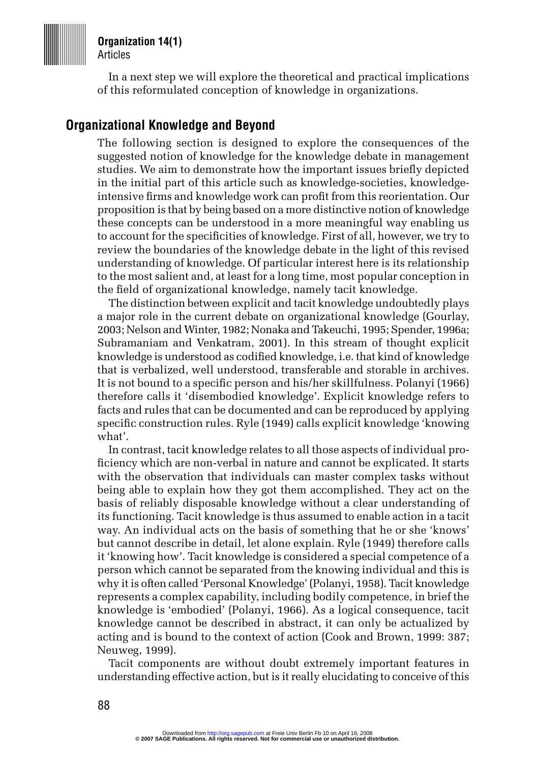In a next step we will explore the theoretical and practical implications of this reformulated conception of knowledge in organizations.

## Organizational Knowledge and Beyond

The following section is designed to explore the consequences of the suggested notion of knowledge for the knowledge debate in management studies. We aim to demonstrate how the important issues briefly depicted in the initial part of this article such as knowledge-societies, knowledge-intensive firms and knowledge work can profit from this reorientation. Our proposition is that by being based on a more distinctive notion of knowledge these concepts can be understood in a more meaningful way enabling us to account for the specificities of knowledge. First of all, however, we try to review the boundaries of the knowledge debate in the light of this revised understanding of knowledge. Of particular interest here is its relationship to the most salient and, at least for a long time, most popular conception in the field of organizational knowledge, namely tacit knowledge.

The distinction between explicit and tacit knowledge undoubtedly plays a major role in the current debate on organizational knowledge (Gourlay, 2003; Nelson and Winter, 1982; Nonaka and Takeuchi, 1995; Spender, 1996a; Subramaniam and Venkatram, 2001). In this stream of thought explicit knowledge is understood as codified knowledge, i.e. that kind of knowledge that is verbalized, well understood, transferable and storable in archives. It is not bound to a specific person and his/her skillfulness. Polanyi (1966) therefore calls it 'disembodied knowledge'. Explicit knowledge refers to facts and rules that can be documented and can be reproduced by applying specific construction rules. Ryle (1949) calls explicit knowledge 'knowing what'.

In contrast, tacit knowledge relates to all those aspects of individual proficiency which are non-verbal in nature and cannot be explicated. It starts with the observation that individuals can master complex tasks without being able to explain how they got them accomplished. They act on the basis of reliably disposable knowledge without a clear understanding of its functioning. Tacit knowledge is thus assumed to enable action in a tacit way. An individual acts on the basis of something that he or she 'knows' but cannot describe in detail, let alone explain. Ryle (1949) therefore calls it 'knowing how'. Tacit knowledge is considered a special competence of a person which cannot be separated from the knowing individual and this is why it is often called 'Personal Knowledge' (Polanyi, 1958). Tacit knowledge represents a complex capability, including bodily competence, in brief the knowledge is 'embodied' (Polanyi, 1966). As a logical consequence, tacit knowledge cannot be described in abstract, it can only be actualized by acting and is bound to the context of action (Cook and Brown, 1999: 387; Neuweg, 1999).

Tacit components are without doubt extremely important features in understanding effective action, but is it really elucidating to conceive of this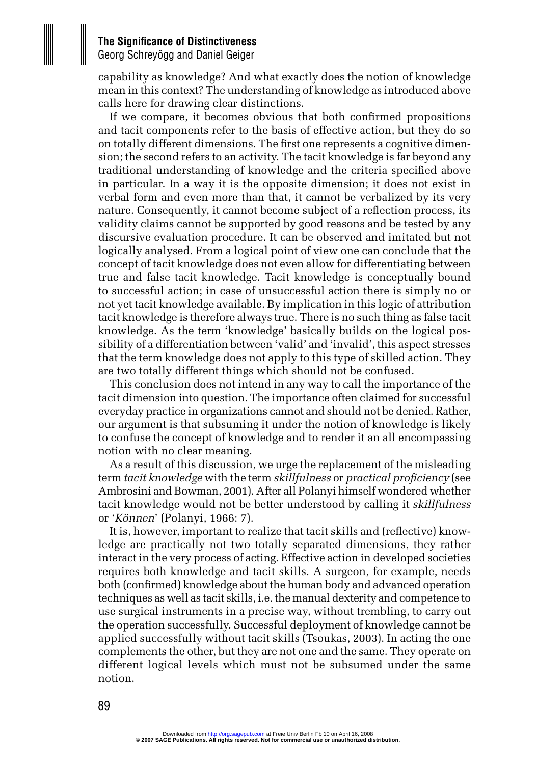capability as knowledge? And what exactly does the notion of knowledge mean in this context? The understanding of knowledge as introduced above calls here for drawing clear distinctions.

If we compare, it becomes obvious that both confirmed propositions and tacit components refer to the basis of effective action, but they do so on totally different dimensions. The first one represents a cognitive dimension; the second refers to an activity. The tacit knowledge is far beyond any traditional understanding of knowledge and the criteria specified above in particular. In a way it is the opposite dimension; it does not exist in verbal form and even more than that, it cannot be verbalized by its very nature. Consequently, it cannot become subject of a reflection process, its validity claims cannot be supported by good reasons and be tested by any discursive evaluation procedure. It can be observed and imitated but not logically analysed. From a logical point of view one can conclude that the concept of tacit knowledge does not even allow for differentiating between true and false tacit knowledge. Tacit knowledge is conceptually bound to successful action; in case of unsuccessful action there is simply no or not yet tacit knowledge available. By implication in this logic of attribution tacit knowledge is therefore always true. There is no such thing as false tacit knowledge. As the term 'knowledge' basically builds on the logical possibility of a differentiation between 'valid' and 'invalid', this aspect stresses that the term knowledge does not apply to this type of skilled action. They are two totally different things which should not be confused.

This conclusion does not intend in any way to call the importance of the tacit dimension into question. The importance often claimed for successful everyday practice in organizations cannot and should not be denied. Rather, our argument is that subsuming it under the notion of knowledge is likely to confuse the concept of knowledge and to render it an all encompassing notion with no clear meaning.

As a result of this discussion, we urge the replacement of the misleading term *tacit knowledge* with the term *skillfulness* or *practical proficiency* (see Ambrosini and Bowman, 2001). After all Polanyi himself wondered whether tacit knowledge would not be better understood by calling it *skillfulness* or '*Können*' (Polanyi, 1966: 7).

It is, however, important to realize that tacit skills and (reflective) knowledge are practically not two totally separated dimensions, they rather interact in the very process of acting. Effective action in developed societies requires both knowledge and tacit skills. A surgeon, for example, needs both (confirmed) knowledge about the human body and advanced operation techniques as well as tacit skills, i.e. the manual dexterity and competence to use surgical instruments in a precise way, without trembling, to carry out the operation successfully. Successful deployment of knowledge cannot be applied successfully without tacit skills (Tsoukas, 2003). In acting the one complements the other, but they are not one and the same. They operate on different logical levels which must not be subsumed under the same notion.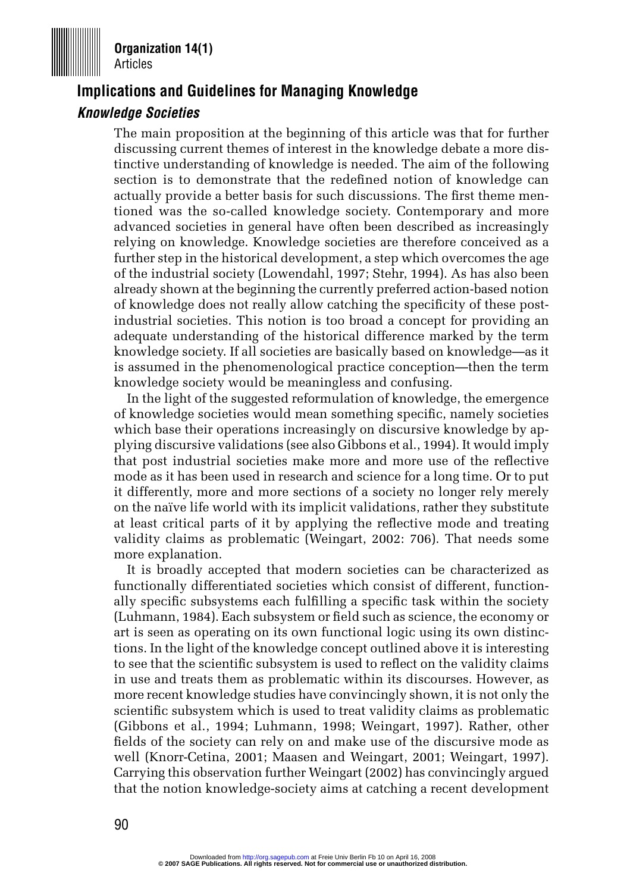## Implications and Guidelines for Managing Knowledge

### *Knowledge Societies*

The main proposition at the beginning of this article was that for further discussing current themes of interest in the knowledge debate a more distinctive understanding of knowledge is needed. The aim of the following section is to demonstrate that the redefined notion of knowledge can actually provide a better basis for such discussions. The first theme mentioned was the so-called knowledge society. Contemporary and more advanced societies in general have often been described as increasingly relying on knowledge. Knowledge societies are therefore conceived as a further step in the historical development, a step which overcomes the age of the industrial society (Lowendahl, 1997; Stehr, 1994). As has also been already shown at the beginning the currently preferred action-based notion of knowledge does not really allow catching the specificity of these post-industrial societies. This notion is too broad a concept for providing an adequate understanding of the historical difference marked by the term knowledge society. If all societies are basically based on knowledge—as it is assumed in the phenomenological practice conception—then the term knowledge society would be meaningless and confusing.

In the light of the suggested reformulation of knowledge, the emergence of knowledge societies would mean something specific, namely societies which base their operations increasingly on discursive knowledge by applying discursive validations (see also Gibbons et al., 1994). It would imply that post industrial societies make more and more use of the reflective mode as it has been used in research and science for a long time. Or to put it differently, more and more sections of a society no longer rely merely on the naïve life world with its implicit validations, rather they substitute at least critical parts of it by applying the reflective mode and treating validity claims as problematic (Weingart, 2002: 706). That needs some more explanation.

It is broadly accepted that modern societies can be characterized as functionally differentiated societies which consist of different, functionally specific subsystems each fulfilling a specific task within the society (Luhmann, 1984). Each subsystem or field such as science, the economy or art is seen as operating on its own functional logic using its own distinctions. In the light of the knowledge concept outlined above it is interesting to see that the scientific subsystem is used to reflect on the validity claims in use and treats them as problematic within its discourses. However, as more recent knowledge studies have convincingly shown, it is not only the scientific subsystem which is used to treat validity claims as problematic (Gibbons et al., 1994; Luhmann, 1998; Weingart, 1997). Rather, other fields of the society can rely on and make use of the discursive mode as well (Knorr-Cetina, 2001; Maasen and Weingart, 2001; Weingart, 1997). Carrying this observation further Weingart (2002) has convincingly argued that the notion knowledge-society aims at catching a recent development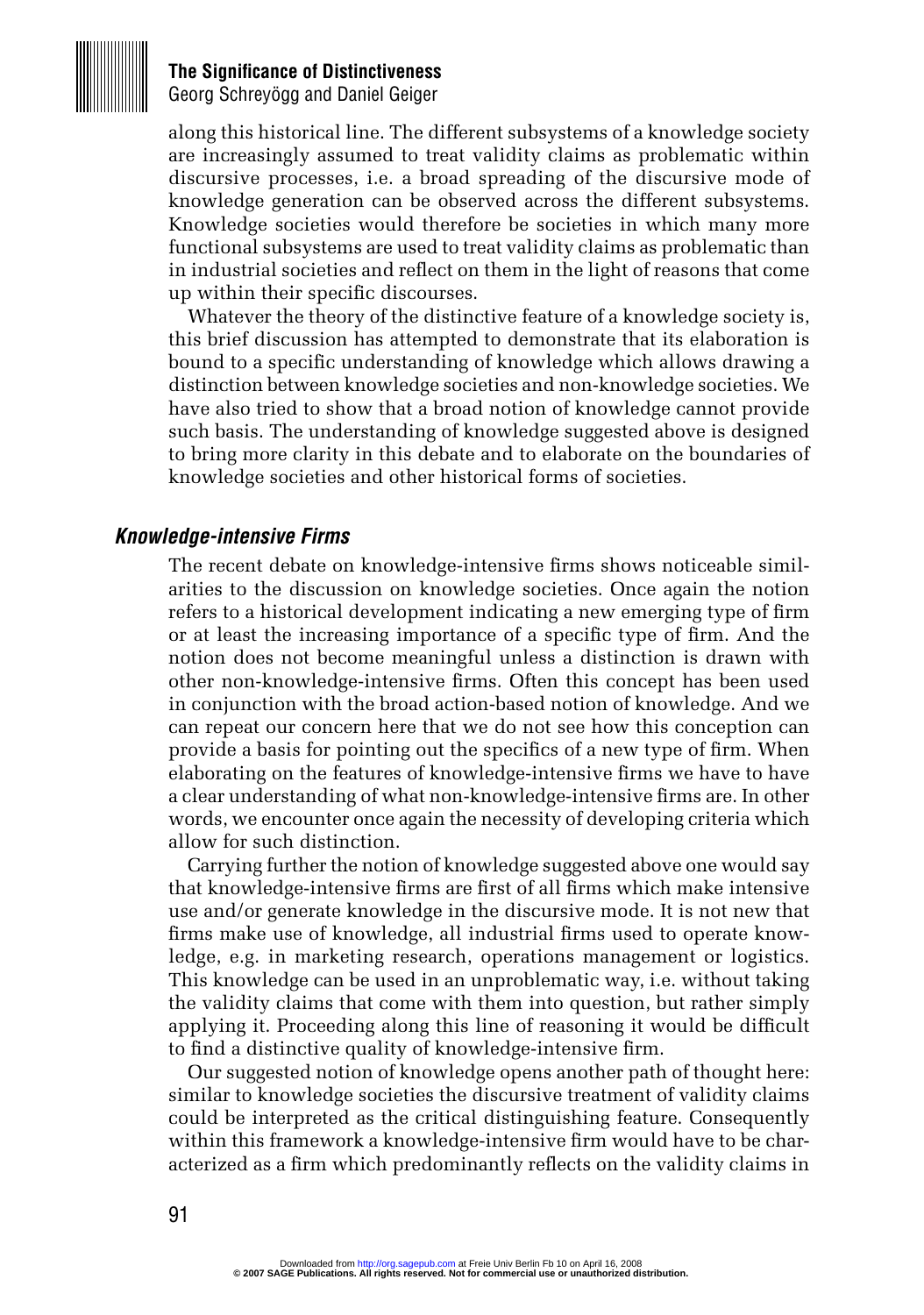along this historical line. The different subsystems of a knowledge society are increasingly assumed to treat validity claims as problematic within discursive processes, i.e. a broad spreading of the discursive mode of knowledge generation can be observed across the different subsystems. Knowledge societies would therefore be societies in which many more functional subsystems are used to treat validity claims as problematic than in industrial societies and reflect on them in the light of reasons that come up within their specific discourses.

Whatever the theory of the distinctive feature of a knowledge society is, this brief discussion has attempted to demonstrate that its elaboration is bound to a specific understanding of knowledge which allows drawing a distinction between knowledge societies and non-knowledge societies. We have also tried to show that a broad notion of knowledge cannot provide such basis. The understanding of knowledge suggested above is designed to bring more clarity in this debate and to elaborate on the boundaries of knowledge societies and other historical forms of societies.

### *Knowledge-intensive Firms*

The recent debate on knowledge-intensive firms shows noticeable similarities to the discussion on knowledge societies. Once again the notion refers to a historical development indicating a new emerging type of firm or at least the increasing importance of a specific type of firm. And the notion does not become meaningful unless a distinction is drawn with other non-knowledge-intensive firms. Often this concept has been used in conjunction with the broad action-based notion of knowledge. And we can repeat our concern here that we do not see how this conception can provide a basis for pointing out the specifics of a new type of firm. When elaborating on the features of knowledge-intensive firms we have to have a clear understanding of what non-knowledge-intensive firms are. In other words, we encounter once again the necessity of developing criteria which allow for such distinction.

Carrying further the notion of knowledge suggested above one would say that knowledge-intensive firms are first of all firms which make intensive use and/or generate knowledge in the discursive mode. It is not new that firms make use of knowledge, all industrial firms used to operate knowledge, e.g. in marketing research, operations management or logistics. This knowledge can be used in an unproblematic way, i.e. without taking the validity claims that come with them into question, but rather simply applying it. Proceeding along this line of reasoning it would be difficult to find a distinctive quality of knowledge-intensive firm.

Our suggested notion of knowledge opens another path of thought here: similar to knowledge societies the discursive treatment of validity claims could be interpreted as the critical distinguishing feature. Consequently within this framework a knowledge-intensive firm would have to be characterized as a firm which predominantly reflects on the validity claims in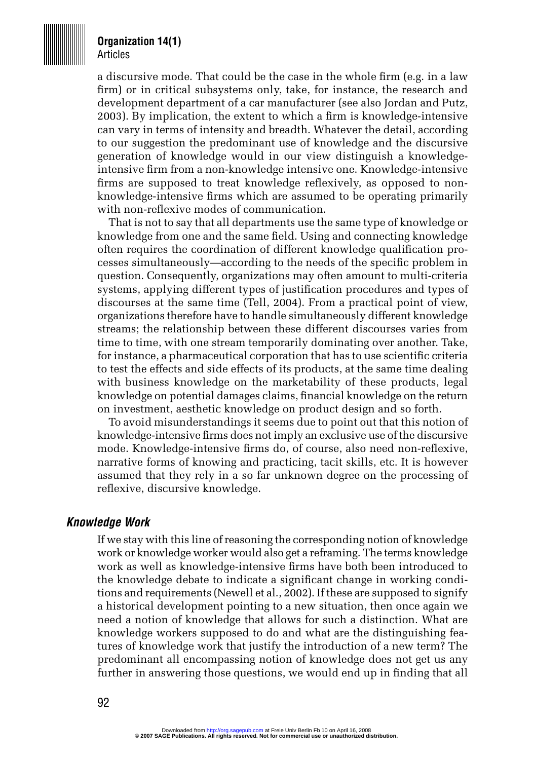a discursive mode. That could be the case in the whole firm (e.g. in a law firm) or in critical subsystems only, take, for instance, the research and development department of a car manufacturer (see also Jordan and Putz, 2003). By implication, the extent to which a firm is knowledge-intensive can vary in terms of intensity and breadth. Whatever the detail, according to our suggestion the predominant use of knowledge and the discursive generation of knowledge would in our view distinguish a knowledge-intensive firm from a non-knowledge intensive one. Knowledge-intensive firms are supposed to treat knowledge reflexively, as opposed to non-knowledge-intensive firms which are assumed to be operating primarily with non-reflexive modes of communication.

That is not to say that all departments use the same type of knowledge or knowledge from one and the same field. Using and connecting knowledge often requires the coordination of different knowledge qualification processes simultaneously—according to the needs of the specific problem in question. Consequently, organizations may often amount to multi-criteria systems, applying different types of justification procedures and types of discourses at the same time (Tell, 2004). From a practical point of view, organizations therefore have to handle simultaneously different knowledge streams; the relationship between these different discourses varies from time to time, with one stream temporarily dominating over another. Take, for instance, a pharmaceutical corporation that has to use scientific criteria to test the effects and side effects of its products, at the same time dealing with business knowledge on the marketability of these products, legal knowledge on potential damages claims, financial knowledge on the return on investment, aesthetic knowledge on product design and so forth.

To avoid misunderstandings it seems due to point out that this notion of knowledge-intensive firms does not imply an exclusive use of the discursive mode. Knowledge-intensive firms do, of course, also need non-reflexive, narrative forms of knowing and practicing, tacit skills, etc. It is however assumed that they rely in a so far unknown degree on the processing of reflexive, discursive knowledge.

### *Knowledge Work*

If we stay with this line of reasoning the corresponding notion of knowledge work or knowledge worker would also get a reframing. The terms knowledge work as well as knowledge-intensive firms have both been introduced to the knowledge debate to indicate a significant change in working conditions and requirements (Newell et al., 2002). If these are supposed to signify a historical development pointing to a new situation, then once again we need a notion of knowledge that allows for such a distinction. What are knowledge workers supposed to do and what are the distinguishing features of knowledge work that justify the introduction of a new term? The predominant all encompassing notion of knowledge does not get us any further in answering those questions, we would end up in finding that all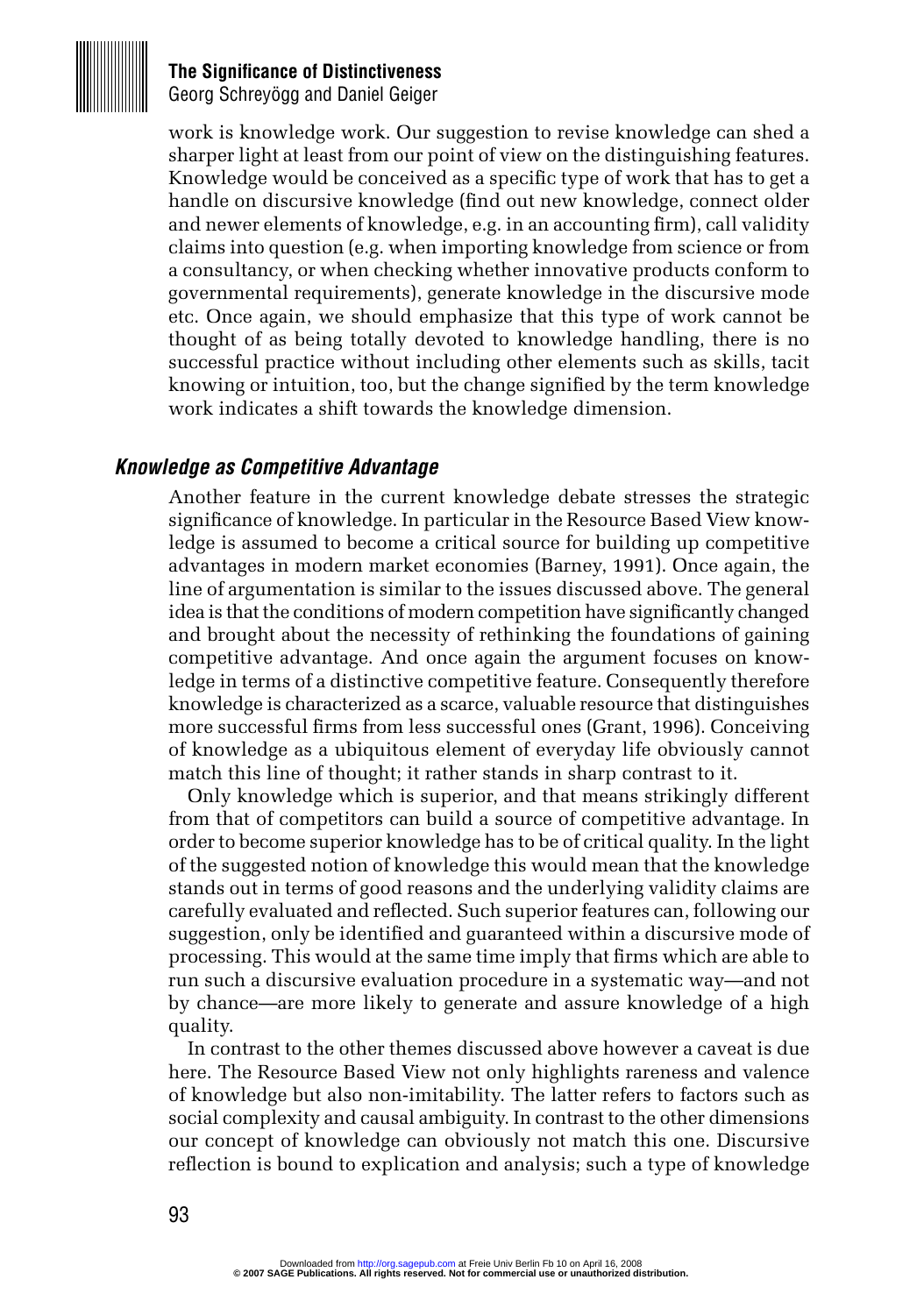work is knowledge work. Our suggestion to revise knowledge can shed a sharper light at least from our point of view on the distinguishing features. Knowledge would be conceived as a specific type of work that has to get a handle on discursive knowledge (find out new knowledge, connect older and newer elements of knowledge, e.g. in an accounting firm), call validity claims into question (e.g. when importing knowledge from science or from a consultancy, or when checking whether innovative products conform to governmental requirements), generate knowledge in the discursive mode etc. Once again, we should emphasize that this type of work cannot be thought of as being totally devoted to knowledge handling, there is no successful practice without including other elements such as skills, tacit knowing or intuition, too, but the change signified by the term knowledge work indicates a shift towards the knowledge dimension.

### *Knowledge as Competitive Advantage*

Another feature in the current knowledge debate stresses the strategic significance of knowledge. In particular in the Resource Based View knowledge is assumed to become a critical source for building up competitive advantages in modern market economies (Barney, 1991). Once again, the line of argumentation is similar to the issues discussed above. The general idea is that the conditions of modern competition have significantly changed and brought about the necessity of rethinking the foundations of gaining competitive advantage. And once again the argument focuses on knowledge in terms of a distinctive competitive feature. Consequently therefore knowledge is characterized as a scarce, valuable resource that distinguishes more successful firms from less successful ones (Grant, 1996). Conceiving of knowledge as a ubiquitous element of everyday life obviously cannot match this line of thought; it rather stands in sharp contrast to it.

Only knowledge which is superior, and that means strikingly different from that of competitors can build a source of competitive advantage. In order to become superior knowledge has to be of critical quality. In the light of the suggested notion of knowledge this would mean that the knowledge stands out in terms of good reasons and the underlying validity claims are carefully evaluated and reflected. Such superior features can, following our suggestion, only be identified and guaranteed within a discursive mode of processing. This would at the same time imply that firms which are able to run such a discursive evaluation procedure in a systematic way—and not by chance—are more likely to generate and assure knowledge of a high quality.

In contrast to the other themes discussed above however a caveat is due here. The Resource Based View not only highlights rareness and valence of knowledge but also non-imitability. The latter refers to factors such as social complexity and causal ambiguity. In contrast to the other dimensions our concept of knowledge can obviously not match this one. Discursive reflection is bound to explication and analysis; such a type of knowledge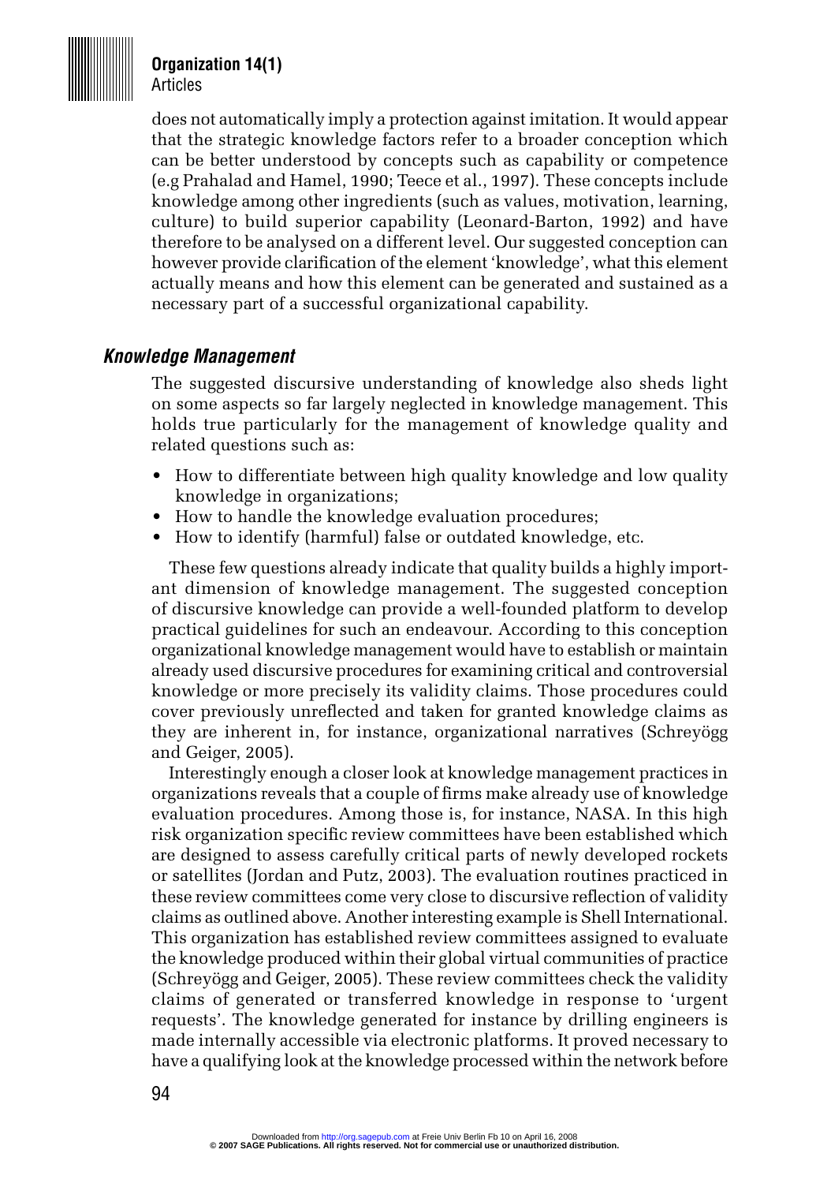does not automatically imply a protection against imitation. It would appear that the strategic knowledge factors refer to a broader conception which can be better understood by concepts such as capability or competence (e.g Prahalad and Hamel, 1990; Teece et al., 1997). These concepts include knowledge among other ingredients (such as values, motivation, learning, culture) to build superior capability (Leonard-Barton, 1992) and have therefore to be analysed on a different level. Our suggested conception can however provide clarification of the element 'knowledge', what this element actually means and how this element can be generated and sustained as a necessary part of a successful organizational capability.

### *Knowledge Management*

The suggested discursive understanding of knowledge also sheds light on some aspects so far largely neglected in knowledge management. This holds true particularly for the management of knowledge quality and related questions such as:

- How to differentiate between high quality knowledge and low quality knowledge in organizations;
- How to handle the knowledge evaluation procedures;
- How to identify (harmful) false or outdated knowledge, etc.

These few questions already indicate that quality builds a highly important dimension of knowledge management. The suggested conception of discursive knowledge can provide a well-founded platform to develop practical guidelines for such an endeavour. According to this conception organizational knowledge management would have to establish or maintain already used discursive procedures for examining critical and controversial knowledge or more precisely its validity claims. Those procedures could cover previously unreflected and taken for granted knowledge claims as they are inherent in, for instance, organizational narratives (Schreyögg and Geiger, 2005).

Interestingly enough a closer look at knowledge management practices in organizations reveals that a couple of firms make already use of knowledge evaluation procedures. Among those is, for instance, NASA. In this high risk organization specific review committees have been established which are designed to assess carefully critical parts of newly developed rockets or satellites (Jordan and Putz, 2003). The evaluation routines practiced in these review committees come very close to discursive reflection of validity claims as outlined above. Another interesting example is Shell International. This organization has established review committees assigned to evaluate the knowledge produced within their global virtual communities of practice (Schreyögg and Geiger, 2005). These review committees check the validity claims of generated or transferred knowledge in response to 'urgent requests'. The knowledge generated for instance by drilling engineers is made internally accessible via electronic platforms. It proved necessary to have a qualifying look at the knowledge processed within the network before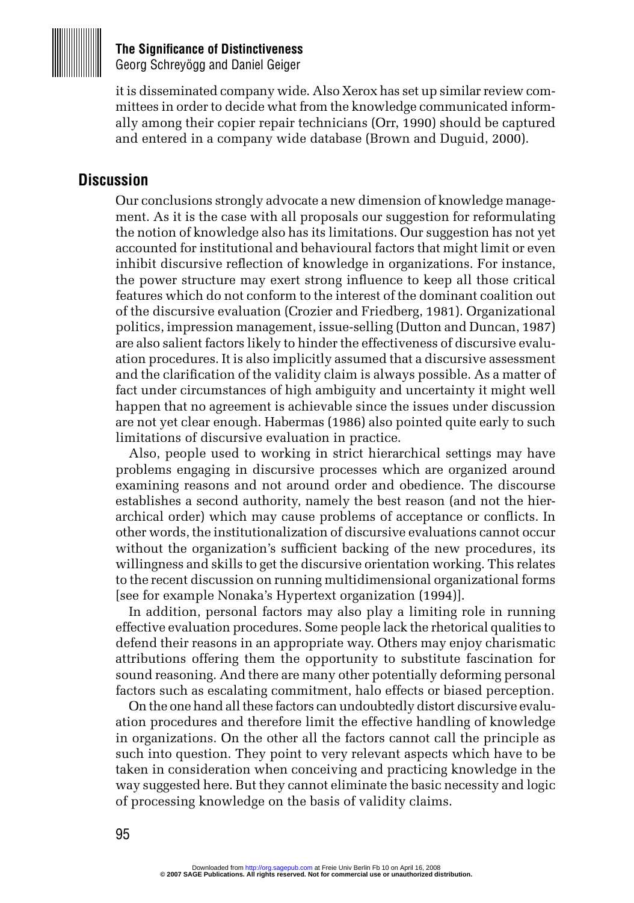it is disseminated company wide. Also Xerox has set up similar review committees in order to decide what from the knowledge communicated informally among their copier repair technicians (Orr, 1990) should be captured and entered in a company wide database (Brown and Duguid, 2000).

## Discussion

Our conclusions strongly advocate a new dimension of knowledge management. As it is the case with all proposals our suggestion for reformulating the notion of knowledge also has its limitations. Our suggestion has not yet accounted for institutional and behavioural factors that might limit or even inhibit discursive reflection of knowledge in organizations. For instance, the power structure may exert strong influence to keep all those critical features which do not conform to the interest of the dominant coalition out of the discursive evaluation (Crozier and Friedberg, 1981). Organizational politics, impression management, issue-selling (Dutton and Duncan, 1987) are also salient factors likely to hinder the effectiveness of discursive evaluation procedures. It is also implicitly assumed that a discursive assessment and the clarification of the validity claim is always possible. As a matter of fact under circumstances of high ambiguity and uncertainty it might well happen that no agreement is achievable since the issues under discussion are not yet clear enough. Habermas (1986) also pointed quite early to such limitations of discursive evaluation in practice.

Also, people used to working in strict hierarchical settings may have problems engaging in discursive processes which are organized around examining reasons and not around order and obedience. The discourse establishes a second authority, namely the best reason (and not the hierarchical order) which may cause problems of acceptance or conflicts. In other words, the institutionalization of discursive evaluations cannot occur without the organization's sufficient backing of the new procedures, its willingness and skills to get the discursive orientation working. This relates to the recent discussion on running multidimensional organizational forms [see for example Nonaka's Hypertext organization (1994)].

In addition, personal factors may also play a limiting role in running effective evaluation procedures. Some people lack the rhetorical qualities to defend their reasons in an appropriate way. Others may enjoy charismatic attributions offering them the opportunity to substitute fascination for sound reasoning. And there are many other potentially deforming personal factors such as escalating commitment, halo effects or biased perception.

On the one hand all these factors can undoubtedly distort discursive evaluation procedures and therefore limit the effective handling of knowledge in organizations. On the other all the factors cannot call the principle as such into question. They point to very relevant aspects which have to be taken in consideration when conceiving and practicing knowledge in the way suggested here. But they cannot eliminate the basic necessity and logic of processing knowledge on the basis of validity claims.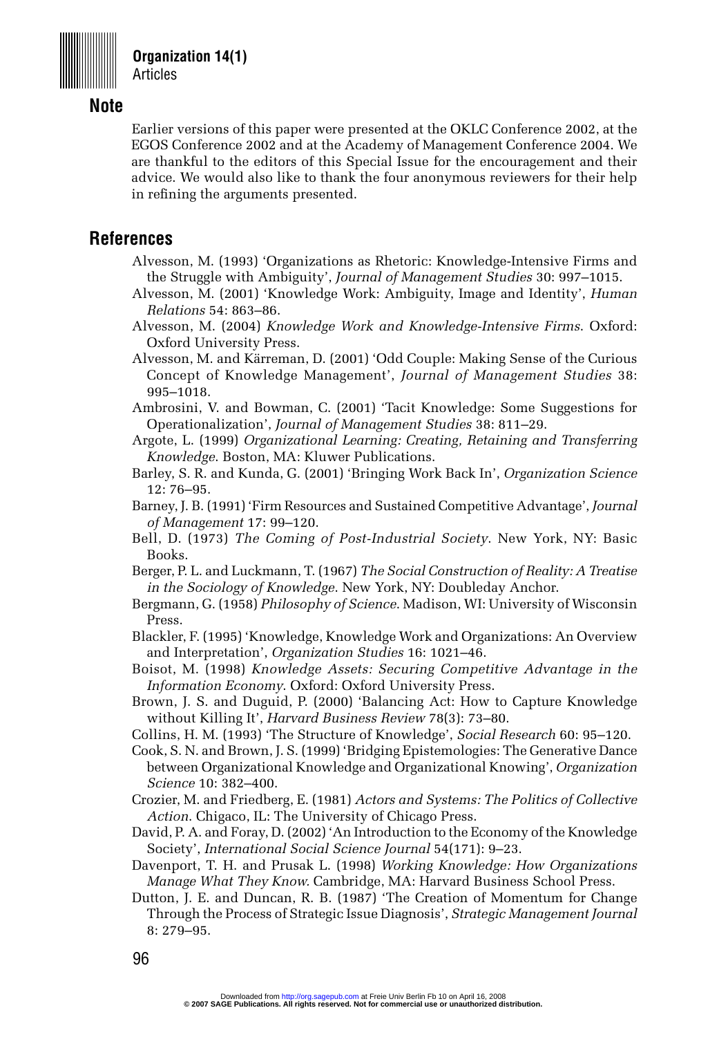## Note

Earlier versions of this paper were presented at the OKLC Conference 2002, at the EGOS Conference 2002 and at the Academy of Management Conference 2004. We are thankful to the editors of this Special Issue for the encouragement and their advice. We would also like to thank the four anonymous reviewers for their help in refining the arguments presented.

## References

Alvesson, M. (1993) 'Organizations as Rhetoric: Knowledge-Intensive Firms and the Struggle with Ambiguity', *Journal of Management Studies* 30: 997–1015.

Alvesson, M. (2001) 'Knowledge Work: Ambiguity, Image and Identity', *Human Relations* 54: 863–86.

Alvesson, M. (2004) *Knowledge Work and Knowledge-Intensive Firms*. Oxford: Oxford University Press.

Alvesson, M. and Kärreman, D. (2001) 'Odd Couple: Making Sense of the Curious Concept of Knowledge Management', *Journal of Management Studies* 38: 995–1018.

Ambrosini, V. and Bowman, C. (2001) 'Tacit Knowledge: Some Suggestions for Operationalization', *Journal of Management Studies* 38: 811–29.

Argote, L. (1999) *Organizational Learning: Creating, Retaining and Transferring Knowledge*. Boston, MA: Kluwer Publications.

Barley, S. R. and Kunda, G. (2001) 'Bringing Work Back In', *Organization Science* 12: 76–95.

Barney, J. B. (1991) 'Firm Resources and Sustained Competitive Advantage', *Journal of Management* 17: 99–120.

Bell, D. (1973) *The Coming of Post-Industrial Society*. New York, NY: Basic Books.

Berger, P. L. and Luckmann, T. (1967) *The Social Construction of Reality: A Treatise in the Sociology of Knowledge*. New York, NY: Doubleday Anchor.

Bergmann, G. (1958) *Philosophy of Science*. Madison, WI: University of Wisconsin Press.

Blackler, F. (1995) 'Knowledge, Knowledge Work and Organizations: An Overview and Interpretation', *Organization Studies* 16: 1021–46.

Boisot, M. (1998) *Knowledge Assets: Securing Competitive Advantage in the Information Economy*. Oxford: Oxford University Press.

Brown, J. S. and Duguid, P. (2000) 'Balancing Act: How to Capture Knowledge without Killing It', *Harvard Business Review* 78(3): 73–80.

Collins, H. M. (1993) 'The Structure of Knowledge', *Social Research* 60: 95–120.

Cook, S. N. and Brown, J. S. (1999) 'Bridging Epistemologies: The Generative Dance between Organizational Knowledge and Organizational Knowing', *Organization Science* 10: 382–400.

Crozier, M. and Friedberg, E. (1981) *Actors and Systems: The Politics of Collective Action*. Chigaco, IL: The University of Chicago Press.

David, P. A. and Foray, D. (2002) 'An Introduction to the Economy of the Knowledge Society', *International Social Science Journal* 54(171): 9–23.

Davenport, T. H. and Prusak L. (1998) *Working Knowledge: How Organizations Manage What They Know*. Cambridge, MA: Harvard Business School Press.

Dutton, J. E. and Duncan, R. B. (1987) 'The Creation of Momentum for Change Through the Process of Strategic Issue Diagnosis', *Strategic Management Journal* 8: 279–95.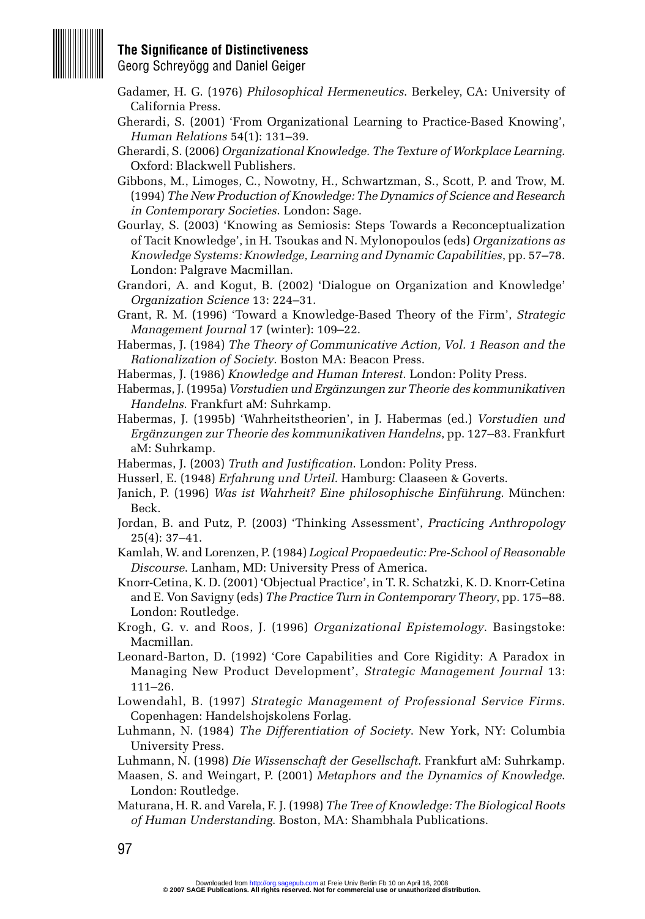Gadamer, H. G. (1976) *Philosophical Hermeneutics*. Berkeley, CA: University of California Press.

Gherardi, S. (2001) 'From Organizational Learning to Practice-Based Knowing', *Human Relations* 54(1): 131–39.

Gherardi, S. (2006) *Organizational Knowledge. The Texture of Workplace Learning*. Oxford: Blackwell Publishers.

Gibbons, M., Limoges, C., Nowotny, H., Schwartzman, S., Scott, P. and Trow, M. (1994) *The New Production of Knowledge: The Dynamics of Science and Research in Contemporary Societies*. London: Sage.

Gourlay, S. (2003) 'Knowing as Semiosis: Steps Towards a Reconceptualization of Tacit Knowledge', in H. Tsoukas and N. Mylonopoulos (eds) *Organizations as Knowledge Systems: Knowledge, Learning and Dynamic Capabilities*, pp. 57–78. London: Palgrave Macmillan.

Grandori, A. and Kogut, B. (2002) 'Dialogue on Organization and Knowledge' *Organization Science* 13: 224–31.

Grant, R. M. (1996) 'Toward a Knowledge-Based Theory of the Firm', *Strategic Management Journal* 17 (winter): 109–22.

Habermas, J. (1984) *The Theory of Communicative Action, Vol. 1 Reason and the Rationalization of Society*. Boston MA: Beacon Press.

Habermas, J. (1986) *Knowledge and Human Interest*. London: Polity Press.

Habermas, J. (1995a) *Vorstudien und Ergänzungen zur Theorie des kommunikativen Handelns*. Frankfurt aM: Suhrkamp.

Habermas, J. (1995b) 'Wahrheitstheorien', in J. Habermas (ed.) *Vorstudien und Ergänzungen zur Theorie des kommunikativen Handelns*, pp. 127–83. Frankfurt aM: Suhrkamp.

Habermas, J. (2003) *Truth and Justification*. London: Polity Press.

Husserl, E. (1948) *Erfahrung und Urteil*. Hamburg: Claaseen & Goverts.

Janich, P. (1996) *Was ist Wahrheit? Eine philosophische Einführung*. München: Beck.

Jordan, B. and Putz, P. (2003) 'Thinking Assessment', *Practicing Anthropology* 25(4): 37–41.

Kamlah, W. and Lorenzen, P. (1984) *Logical Propaedeutic: Pre-School of Reasonable Discourse*. Lanham, MD: University Press of America.

Knorr-Cetina, K. D. (2001) 'Objectual Practice', in T. R. Schatzki, K. D. Knorr-Cetina and E. Von Savigny (eds) *The Practice Turn in Contemporary Theory*, pp. 175–88. London: Routledge.

Krogh, G. v. and Roos, J. (1996) *Organizational Epistemology*. Basingstoke: Macmillan.

Leonard-Barton, D. (1992) 'Core Capabilities and Core Rigidity: A Paradox in Managing New Product Development', *Strategic Management Journal* 13: 111–26.

Lowendahl, B. (1997) *Strategic Management of Professional Service Firms*. Copenhagen: Handelshojskolens Forlag.

Luhmann, N. (1984) *The Differentiation of Society*. New York, NY: Columbia University Press.

Luhmann, N. (1998) *Die Wissenschaft der Gesellschaft*. Frankfurt aM: Suhrkamp.

Maasen, S. and Weingart, P. (2001) *Metaphors and the Dynamics of Knowledge*. London: Routledge.

Maturana, H. R. and Varela, F. J. (1998) *The Tree of Knowledge: The Biological Roots of Human Understanding*. Boston, MA: Shambhala Publications.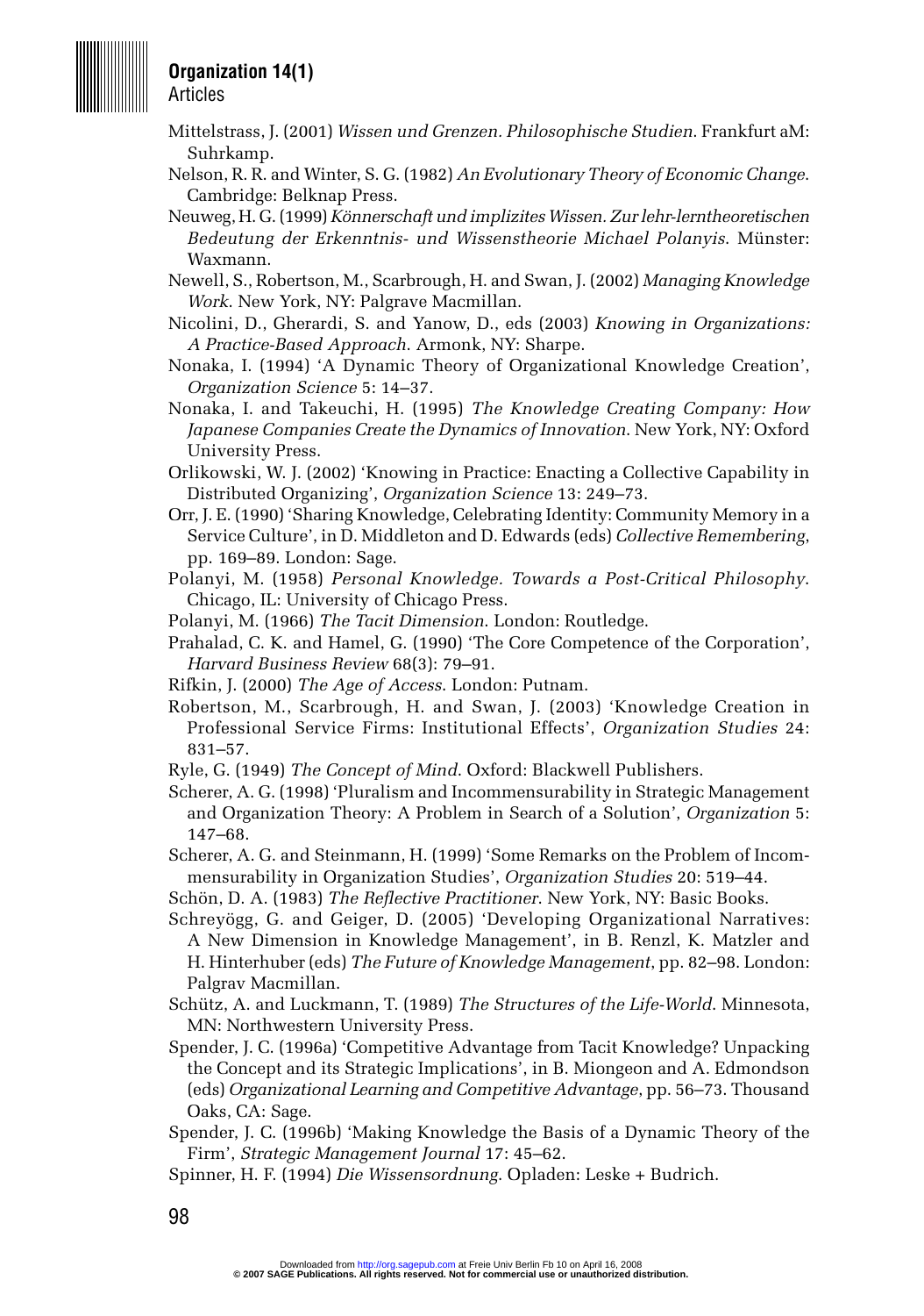Mittelstrass, J. (2001) *Wissen und Grenzen. Philosophische Studien*. Frankfurt aM: Suhrkamp.

Nelson, R. R. and Winter, S. G. (1982) *An Evolutionary Theory of Economic Change*. Cambridge: Belknap Press.

Neuweg, H. G. (1999) *Könnerschaft und implizites Wissen. Zur lehr-lerntheoretischen Bedeutung der Erkenntnis- und Wissenstheorie Michael Polanyis*. Münster: Waxmann.

Newell, S., Robertson, M., Scarbrough, H. and Swan, J. (2002) *Managing Knowledge Work*. New York, NY: Palgrave Macmillan.

Nicolini, D., Gherardi, S. and Yanow, D., eds (2003) *Knowing in Organizations: A Practice-Based Approach*. Armonk, NY: Sharpe.

Nonaka, I. (1994) 'A Dynamic Theory of Organizational Knowledge Creation', *Organization Science* 5: 14–37.

Nonaka, I. and Takeuchi, H. (1995) *The Knowledge Creating Company: How Japanese Companies Create the Dynamics of Innovation*. New York, NY: Oxford University Press.

Orlikowski, W. J. (2002) 'Knowing in Practice: Enacting a Collective Capability in Distributed Organizing', *Organization Science* 13: 249–73.

Orr, J. E. (1990) 'Sharing Knowledge, Celebrating Identity: Community Memory in a Service Culture', in D. Middleton and D. Edwards (eds) *Collective Remembering*, pp. 169–89. London: Sage.

Polanyi, M. (1958) *Personal Knowledge. Towards a Post-Critical Philosophy*. Chicago, IL: University of Chicago Press.

Polanyi, M. (1966) *The Tacit Dimension*. London: Routledge.

Prahalad, C. K. and Hamel, G. (1990) 'The Core Competence of the Corporation', *Harvard Business Review* 68(3): 79–91.

Rifkin, J. (2000) *The Age of Access*. London: Putnam.

Robertson, M., Scarbrough, H. and Swan, J. (2003) 'Knowledge Creation in Professional Service Firms: Institutional Effects', *Organization Studies* 24: 831–57.

Ryle, G. (1949) *The Concept of Mind*. Oxford: Blackwell Publishers.

Scherer, A. G. (1998) 'Pluralism and Incommensurability in Strategic Management and Organization Theory: A Problem in Search of a Solution', *Organization* 5: 147–68.

Scherer, A. G. and Steinmann, H. (1999) 'Some Remarks on the Problem of Incommensurability in Organization Studies', *Organization Studies* 20: 519–44.

Schön, D. A. (1983) *The Reflective Practitioner*. New York, NY: Basic Books.

Schreyögg, G. and Geiger, D. (2005) 'Developing Organizational Narratives: A New Dimension in Knowledge Management', in B. Renzl, K. Matzler and H. Hinterhuber (eds) *The Future of Knowledge Management*, pp. 82–98. London: Palgrav Macmillan.

Schütz, A. and Luckmann, T. (1989) *The Structures of the Life-World*. Minnesota, MN: Northwestern University Press.

Spender, J. C. (1996a) 'Competitive Advantage from Tacit Knowledge? Unpacking the Concept and its Strategic Implications', in B. Miongeon and A. Edmondson (eds) *Organizational Learning and Competitive Advantage*, pp. 56–73. Thousand Oaks, CA: Sage.

Spender, J. C. (1996b) 'Making Knowledge the Basis of a Dynamic Theory of the Firm', *Strategic Management Journal* 17: 45–62.

Spinner, H. F. (1994) *Die Wissensordnung*. Opladen: Leske + Budrich.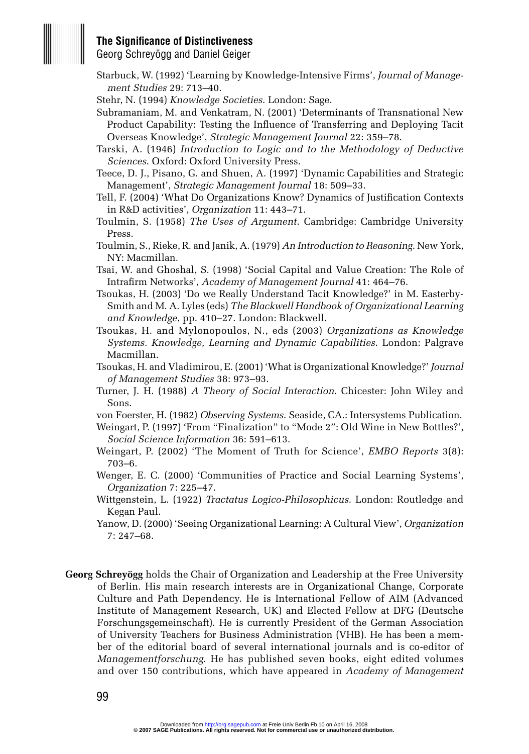Starbuck, W. (1992) 'Learning by Knowledge-Intensive Firms', *Journal of Management Studies* 29: 713–40.

Stehr, N. (1994) *Knowledge Societies*. London: Sage.

Subramaniam, M. and Venkatram, N. (2001) 'Determinants of Transnational New Product Capability: Testing the Influence of Transferring and Deploying Tacit Overseas Knowledge', *Strategic Management Journal* 22: 359–78.

Tarski, A. (1946) *Introduction to Logic and to the Methodology of Deductive Sciences*. Oxford: Oxford University Press.

Teece, D. J., Pisano, G. and Shuen, A. (1997) 'Dynamic Capabilities and Strategic Management', *Strategic Management Journal* 18: 509–33.

Tell, F. (2004) 'What Do Organizations Know? Dynamics of Justification Contexts in R&D activities', *Organization* 11: 443–71.

Toulmin, S. (1958) *The Uses of Argument*. Cambridge: Cambridge University Press.

Toulmin, S., Rieke, R. and Janik, A. (1979) *An Introduction to Reasoning*. New York, NY: Macmillan.

Tsai, W. and Ghoshal, S. (1998) 'Social Capital and Value Creation: The Role of Intrafirm Networks', *Academy of Management Journal* 41: 464–76.

Tsoukas, H. (2003) 'Do we Really Understand Tacit Knowledge?' in M. Easterby-Smith and M. A. Lyles (eds) *The Blackwell Handbook of Organizational Learning and Knowledge*, pp. 410–27. London: Blackwell.

Tsoukas, H. and Mylonopoulos, N., eds (2003) *Organizations as Knowledge Systems. Knowledge, Learning and Dynamic Capabilities*. London: Palgrave Macmillan.

Tsoukas, H. and Vladimirou, E. (2001) 'What is Organizational Knowledge?' *Journal of Management Studies* 38: 973–93.

Turner, J. H. (1988) *A Theory of Social Interaction*. Chicester: John Wiley and Sons.

von Foerster, H. (1982) *Observing Systems*. Seaside, CA.: Intersystems Publication.

Weingart, P. (1997) 'From "Finalization" to "Mode 2": Old Wine in New Bottles?', *Social Science Information* 36: 591–613.

Weingart, P. (2002) 'The Moment of Truth for Science', *EMBO Reports* 3(8): 703–6.

Wenger, E. C. (2000) 'Communities of Practice and Social Learning Systems', *Organization* 7: 225–47.

Wittgenstein, L. (1922) *Tractatus Logico-Philosophicus*. London: Routledge and Kegan Paul.

Yanow, D. (2000) 'Seeing Organizational Learning: A Cultural View', *Organization* 7: 247–68.

**Georg Schreyögg** holds the Chair of Organization and Leadership at the Free University of Berlin. His main research interests are in Organizational Change, Corporate Culture and Path Dependency. He is International Fellow of AIM (Advanced Institute of Management Research, UK) and Elected Fellow at DFG (Deutsche Forschungsgemeinschaft). He is currently President of the German Association of University Teachers for Business Administration (VHB). He has been a member of the editorial board of several international journals and is co-editor of *Managementforschung*. He has published seven books, eight edited volumes and over 150 contributions, which have appeared in *Academy of Management*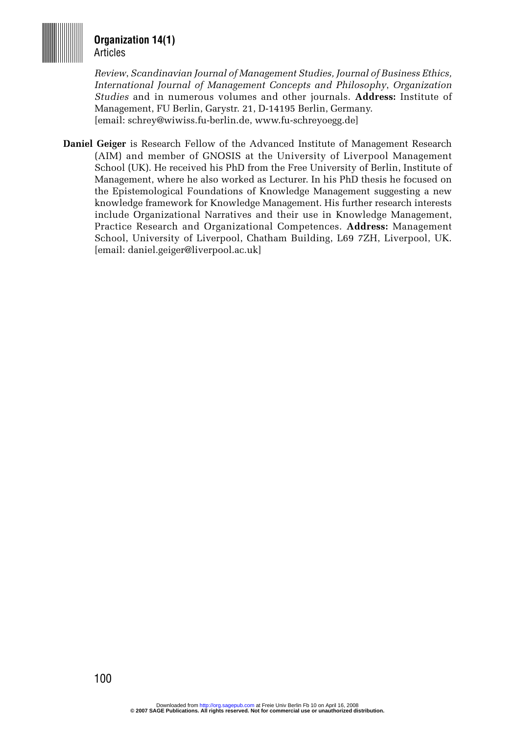*Review*, *Scandinavian Journal of Management Studies, Journal of Business Ethics, International Journal of Management Concepts and Philosophy*, *Organization Studies* and in numerous volumes and other journals. **Address:** Institute of Management, FU Berlin, Garystr. 21, D-14195 Berlin, Germany. [email: schrey@wiwiss.fu-berlin.de, www.fu-schreyoegg.de]

**Daniel Geiger** is Research Fellow of the Advanced Institute of Management Research (AIM) and member of GNOSIS at the University of Liverpool Management School (UK). He received his PhD from the Free University of Berlin, Institute of Management, where he also worked as Lecturer. In his PhD thesis he focused on the Epistemological Foundations of Knowledge Management suggesting a new knowledge framework for Knowledge Management. His further research interests include Organizational Narratives and their use in Knowledge Management, Practice Research and Organizational Competences. **Address:** Management School, University of Liverpool, Chatham Building, L69 7ZH, Liverpool, UK. [email: daniel.geiger@liverpool.ac.uk]